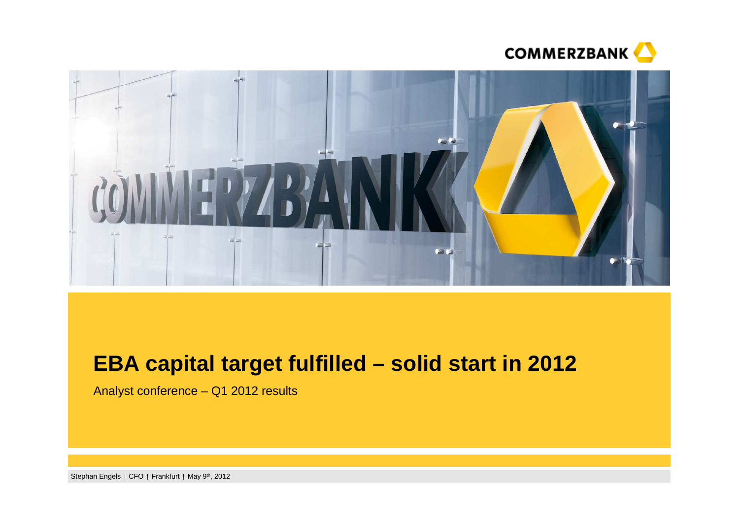# EBA capital target fulfilled – solid start in 2012

Analyst conference – Q1 2012 results

Stephan Engels | CFO | Frankfurt | May 9th, 2012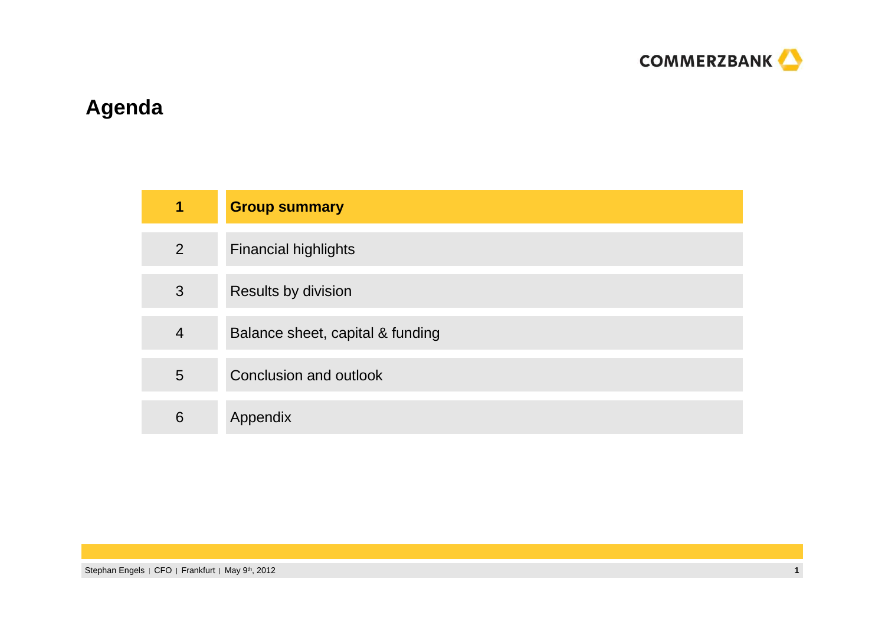# Agenda

| | |
|---|---|
| **1** | **Group summary** |
| 2 | Financial highlights |
| 3 | Results by division |
| 4 | Balance sheet, capital & funding |
| 5 | Conclusion and outlook |
| 6 | Appendix |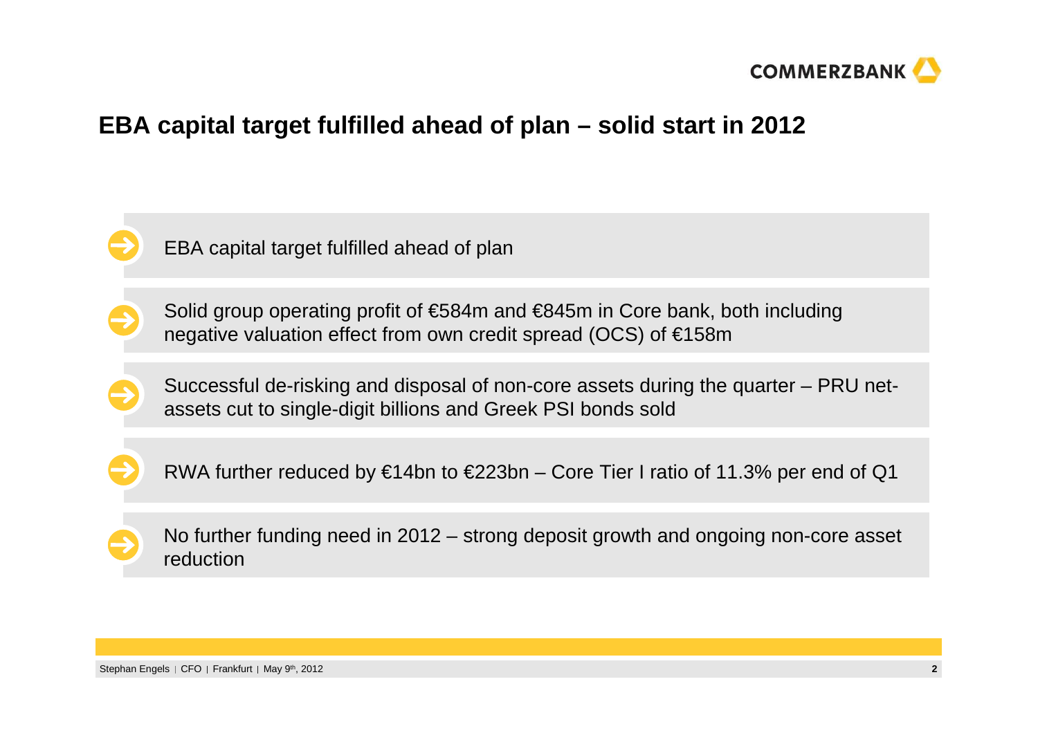# EBA capital target fulfilled ahead of plan – solid start in 2012

- EBA capital target fulfilled ahead of plan
- Solid group operating profit of €584m and €845m in Core bank, both including negative valuation effect from own credit spread (OCS) of €158m
- Successful de-risking and disposal of non-core assets during the quarter – PRU net-assets cut to single-digit billions and Greek PSI bonds sold
- RWA further reduced by €14bn to €223bn – Core Tier I ratio of 11.3% per end of Q1
- No further funding need in 2012 – strong deposit growth and ongoing non-core asset reduction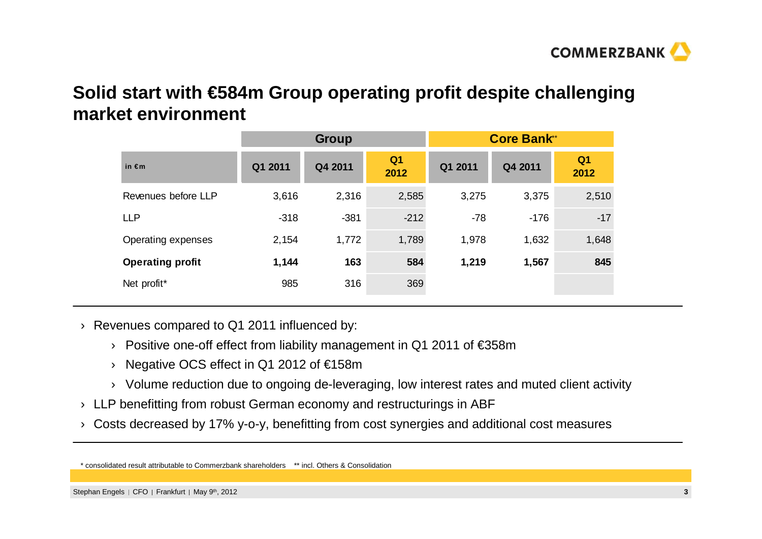# Solid start with €584m Group operating profit despite challenging market environment

| in €m | Group | | | Core Bank** | | |
|---|---|---|---|---|---|---|
| | Q1 2011 | Q4 2011 | Q1 2012 | Q1 2011 | Q4 2011 | Q1 2012 |
| Revenues before LLP | 3,616 | 2,316 | 2,585 | 3,275 | 3,375 | 2,510 |
| LLP | -318 | -381 | -212 | -78 | -176 | -17 |
| Operating expenses | 2,154 | 1,772 | 1,789 | 1,978 | 1,632 | 1,648 |
| **Operating profit** | **1,144** | **163** | **584** | **1,219** | **1,567** | **845** |
| Net profit* | 985 | 316 | 369 | | | |

- Revenues compared to Q1 2011 influenced by:
  - Positive one-off effect from liability management in Q1 2011 of €358m
  - Negative OCS effect in Q1 2012 of €158m
  - Volume reduction due to ongoing de-leveraging, low interest rates and muted client activity
- LLP benefitting from robust German economy and restructurings in ABF
- Costs decreased by 17% y-o-y, benefitting from cost synergies and additional cost measures

\* consolidated result attributable to Commerzbank shareholders ** incl. Others & Consolidation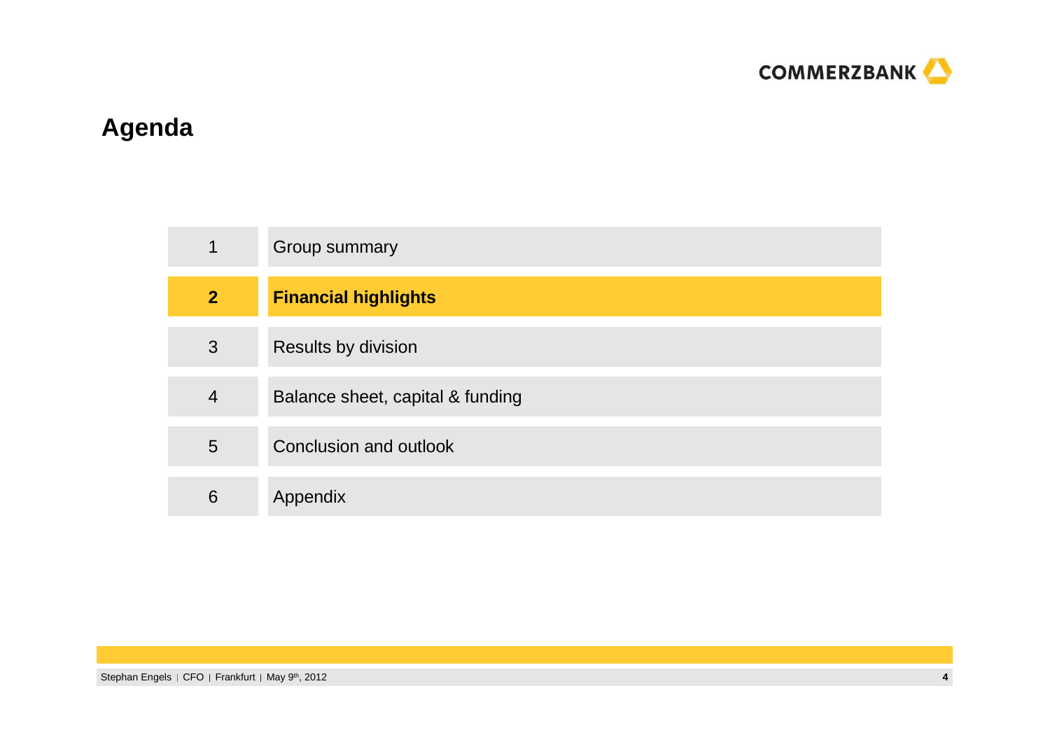# Agenda

| | |
|---|---|
| 1 | Group summary |
| **2** | **Financial highlights** |
| 3 | Results by division |
| 4 | Balance sheet, capital & funding |
| 5 | Conclusion and outlook |
| 6 | Appendix |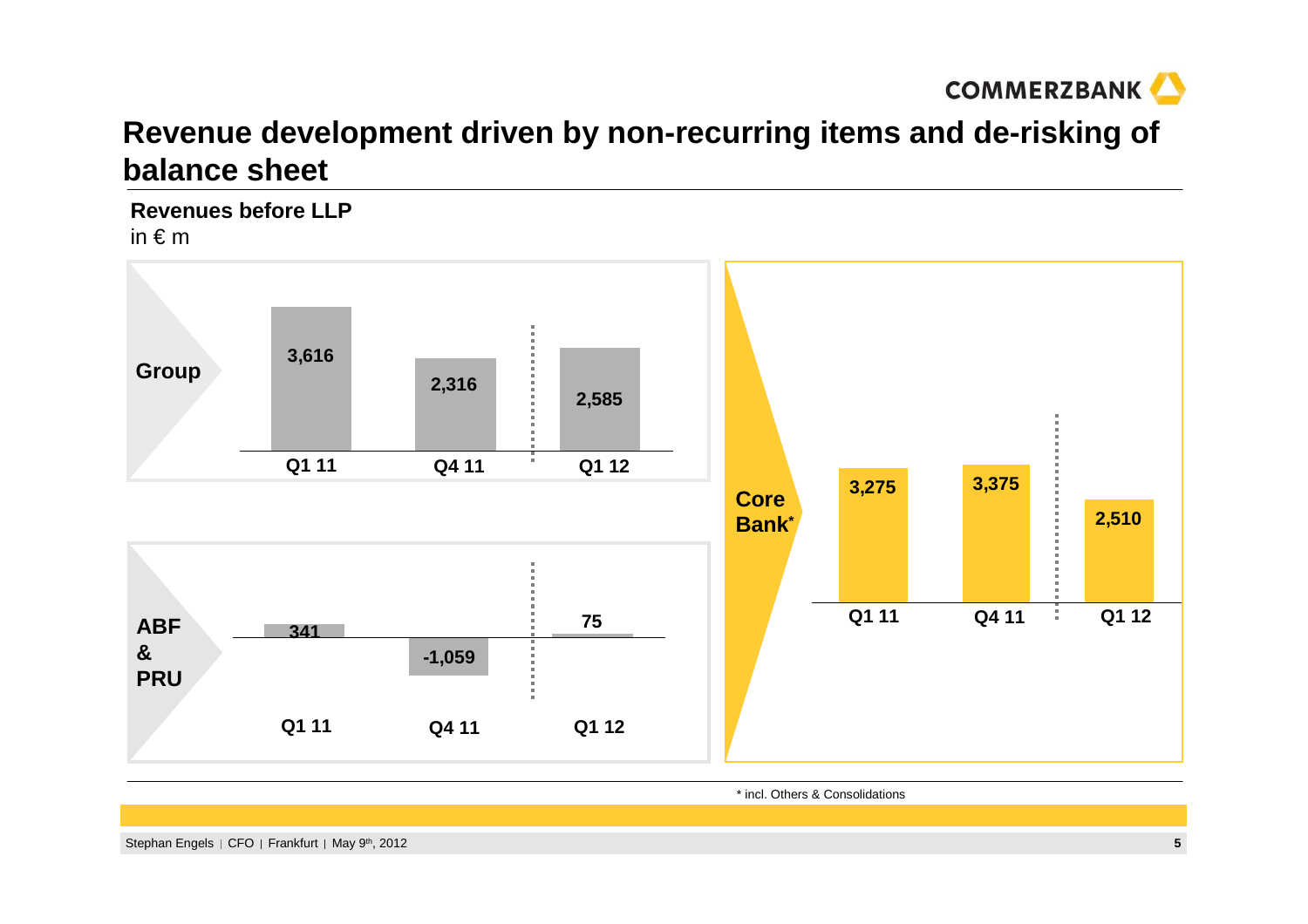# Revenue development driven by non-recurring items and de-risking of balance sheet

**Revenues before LLP**

in € m

| | Q1 11 | Q4 11 | Q1 12 |
|---|---|---|---|
| **Group** | 3,616 | 2,316 | 2,585 |
| **Core Bank*** | 3,275 | 3,375 | 2,510 |
| **ABF & PRU** | 341 | -1,059 | 75 |

* incl. Others & Consolidations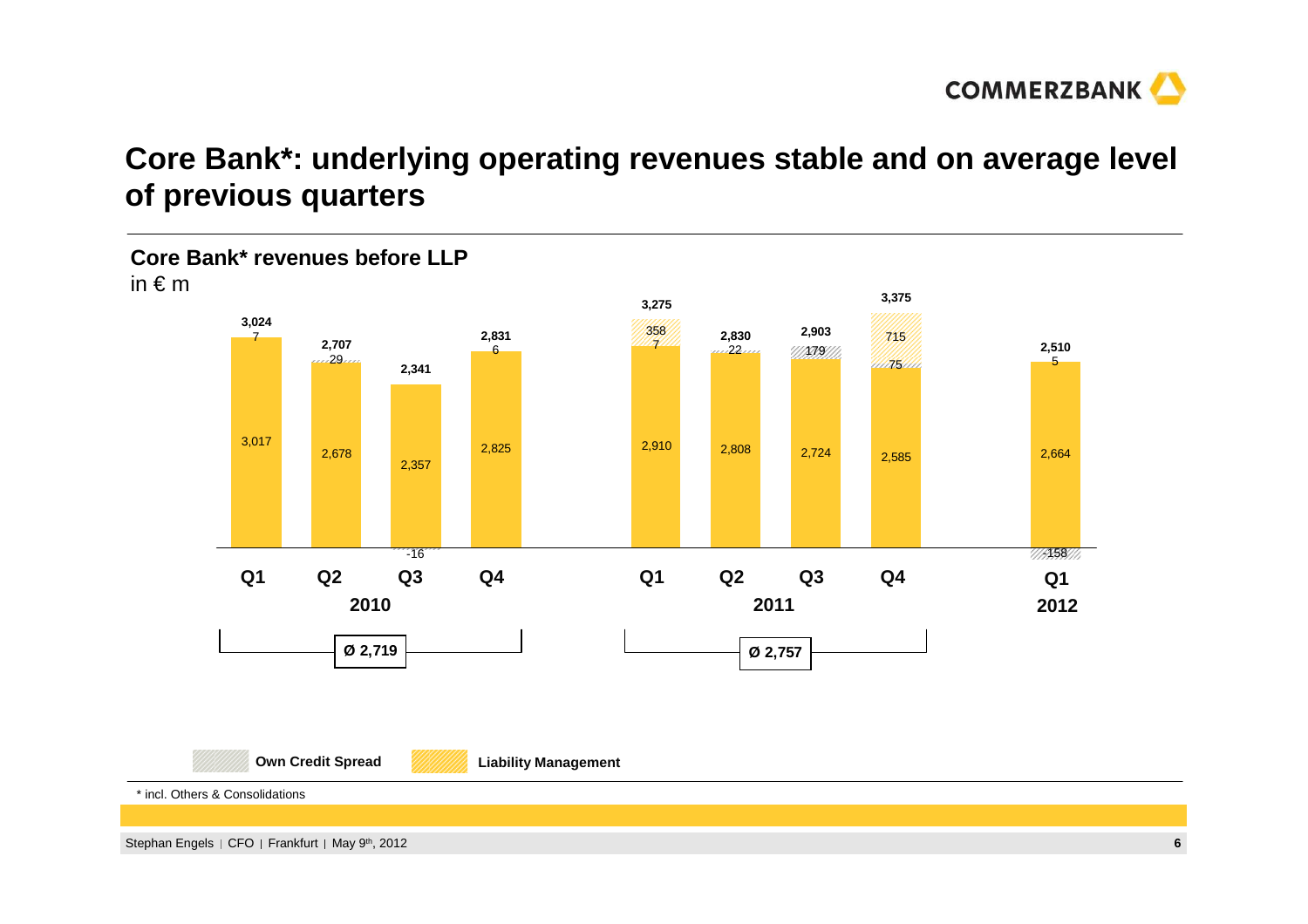# Core Bank*: underlying operating revenues stable and on average level of previous quarters

## Core Bank* revenues before LLP

in € m

| | Total | Underlying | Own Credit Spread | Liability Management |
|---|---|---|---|---|
| Q1 2010 | 3,024 | 3,017 | 7 | |
| Q2 2010 | 2,707 | 2,678 | 29 | |
| Q3 2010 | 2,341 | 2,357 | -16 | |
| Q4 2010 | 2,831 | 2,825 | 6 | |
| Q1 2011 | 3,275 | 2,910 | 7 | 358 |
| Q2 2011 | 2,830 | 2,808 | 22 | |
| Q3 2011 | 2,903 | 2,724 | 179 | |
| Q4 2011 | 3,375 | 2,585 | 75 | 715 |
| Q1 2012 | 2,510 | 2,664 | -158 | 5 |

2010: Ø 2,719

2011: Ø 2,757

Own Credit Spread | Liability Management

\* incl. Others & Consolidations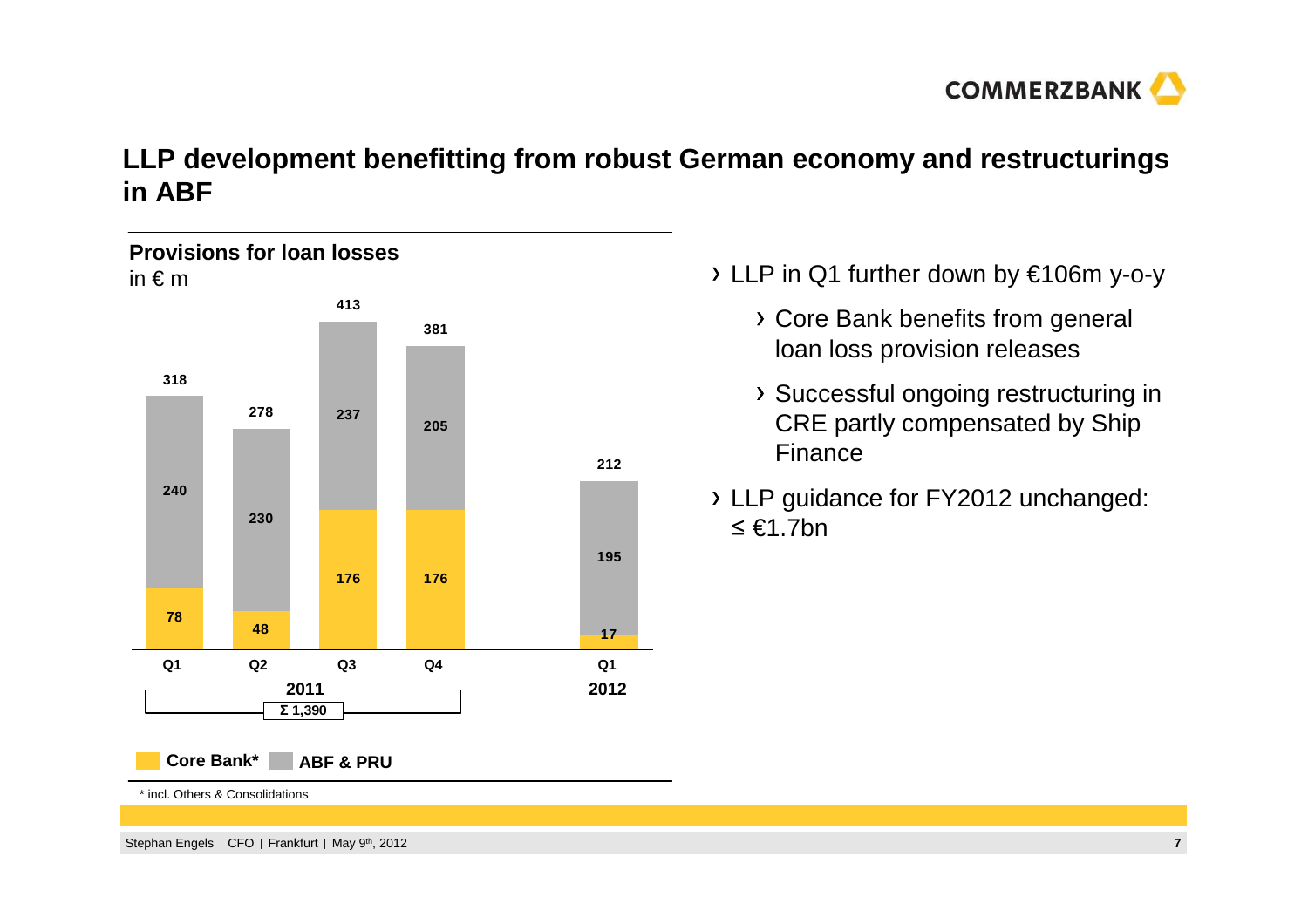# LLP development benefitting from robust German economy and restructurings in ABF

**Provisions for loan losses**
in € m

| | Q1 2011 | Q2 2011 | Q3 2011 | Q4 2011 | Q1 2012 |
|---|---|---|---|---|---|
| Core Bank* | 78 | 48 | 176 | 176 | 17 |
| ABF & PRU | 240 | 230 | 237 | 205 | 195 |
| Total | 318 | 278 | 413 | 381 | 212 |

2011: Σ 1,390

\* incl. Others & Consolidations

- LLP in Q1 further down by €106m y-o-y
  - Core Bank benefits from general loan loss provision releases
  - Successful ongoing restructuring in CRE partly compensated by Ship Finance
- LLP guidance for FY2012 unchanged: ≤ €1.7bn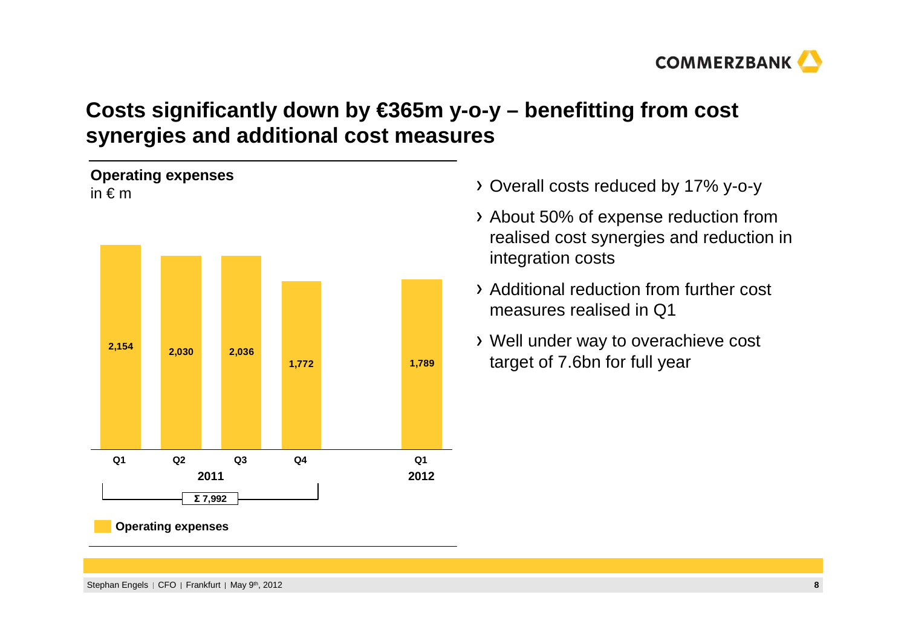# Costs significantly down by €365m y-o-y – benefitting from cost synergies and additional cost measures

**Operating expenses**
in € m

| | Q1 2011 | Q2 2011 | Q3 2011 | Q4 2011 | Q1 2012 |
|---|---|---|---|---|---|
| Operating expenses | 2,154 | 2,030 | 2,036 | 1,772 | 1,789 |

2011: Σ 7,992

- Overall costs reduced by 17% y-o-y
- About 50% of expense reduction from realised cost synergies and reduction in integration costs
- Additional reduction from further cost measures realised in Q1
- Well under way to overachieve cost target of 7.6bn for full year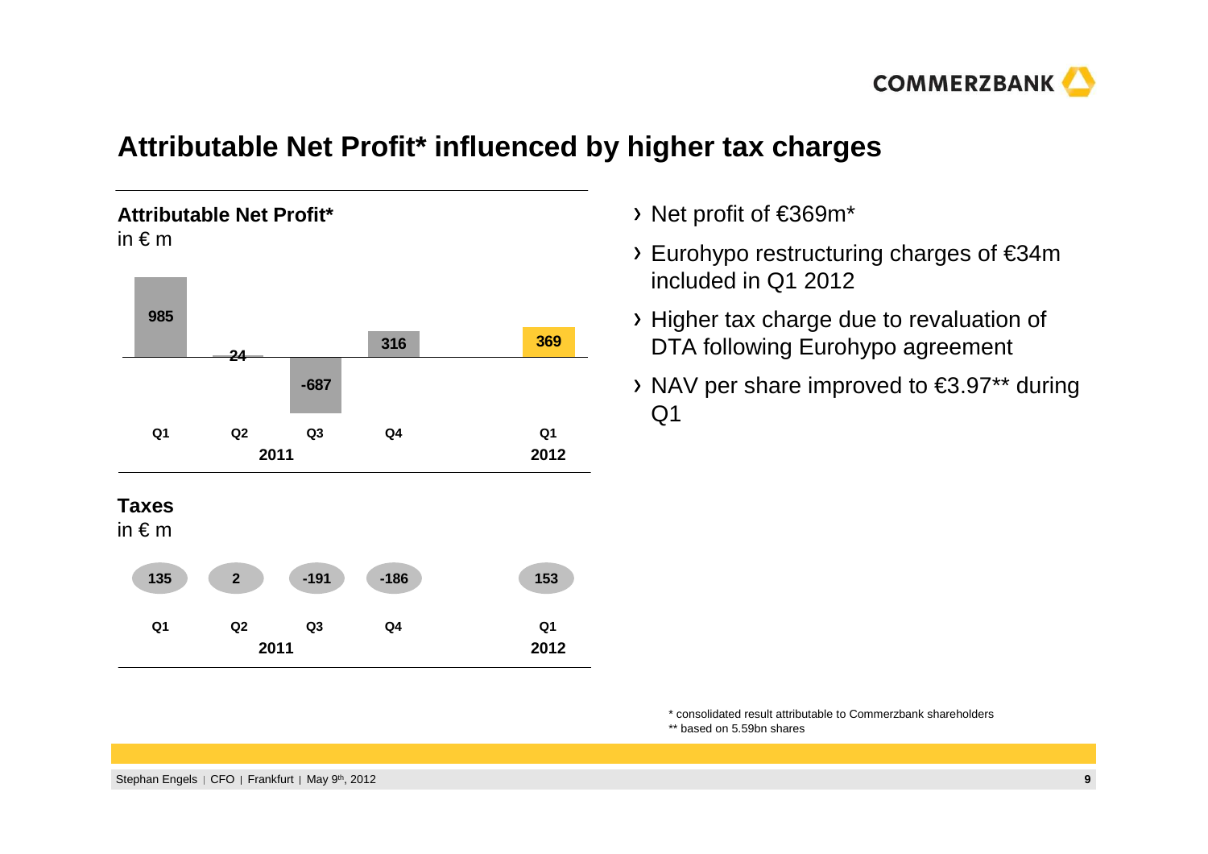# Attributable Net Profit* influenced by higher tax charges

**Attributable Net Profit***
in € m

| | Q1 2011 | Q2 2011 | Q3 2011 | Q4 2011 | Q1 2012 |
|---|---|---|---|---|---|
| Attributable Net Profit* | 985 | 24 | -687 | 316 | 369 |

**Taxes**
in € m

| | Q1 2011 | Q2 2011 | Q3 2011 | Q4 2011 | Q1 2012 |
|---|---|---|---|---|---|
| Taxes | 135 | 2 | -191 | -186 | 153 |

- Net profit of €369m*
- Eurohypo restructuring charges of €34m included in Q1 2012
- Higher tax charge due to revaluation of DTA following Eurohypo agreement
- NAV per share improved to €3.97** during Q1

\* consolidated result attributable to Commerzbank shareholders
\** based on 5.59bn shares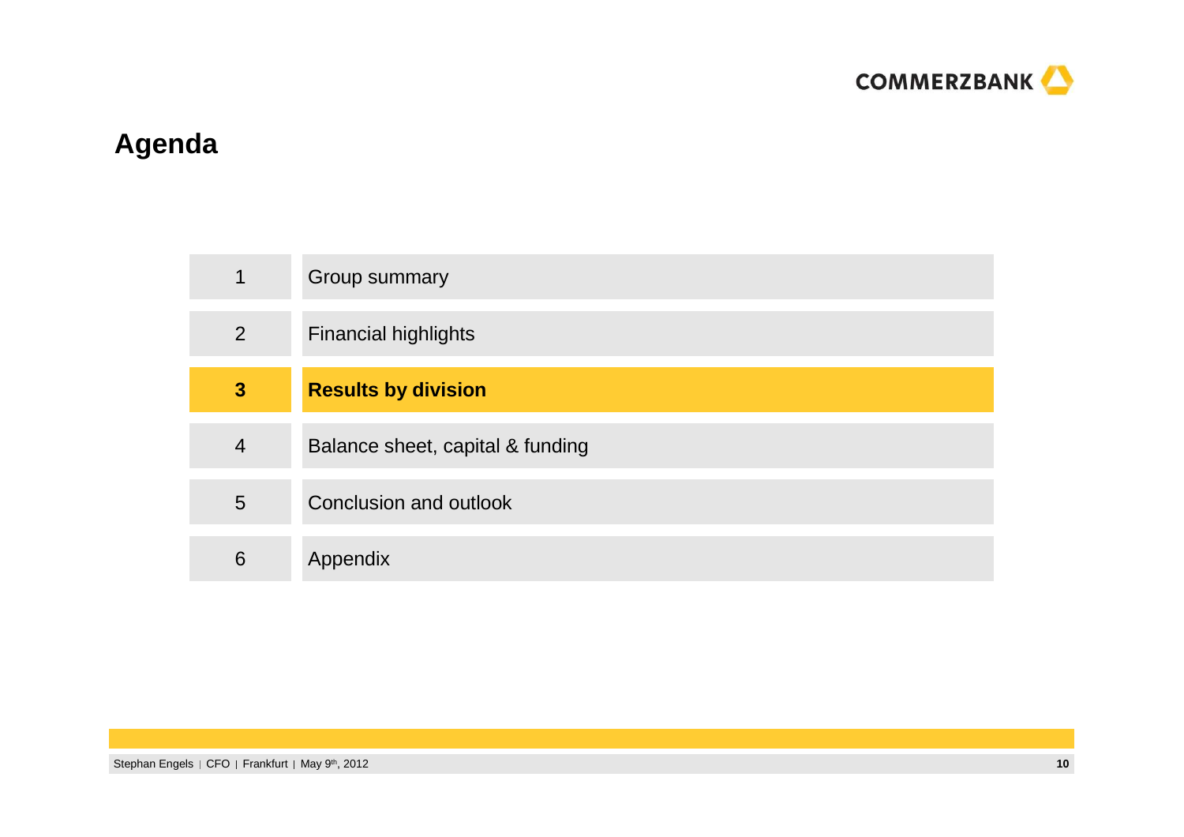# Agenda

| | |
|---|---|
| 1 | Group summary |
| 2 | Financial highlights |
| **3** | **Results by division** |
| 4 | Balance sheet, capital & funding |
| 5 | Conclusion and outlook |
| 6 | Appendix |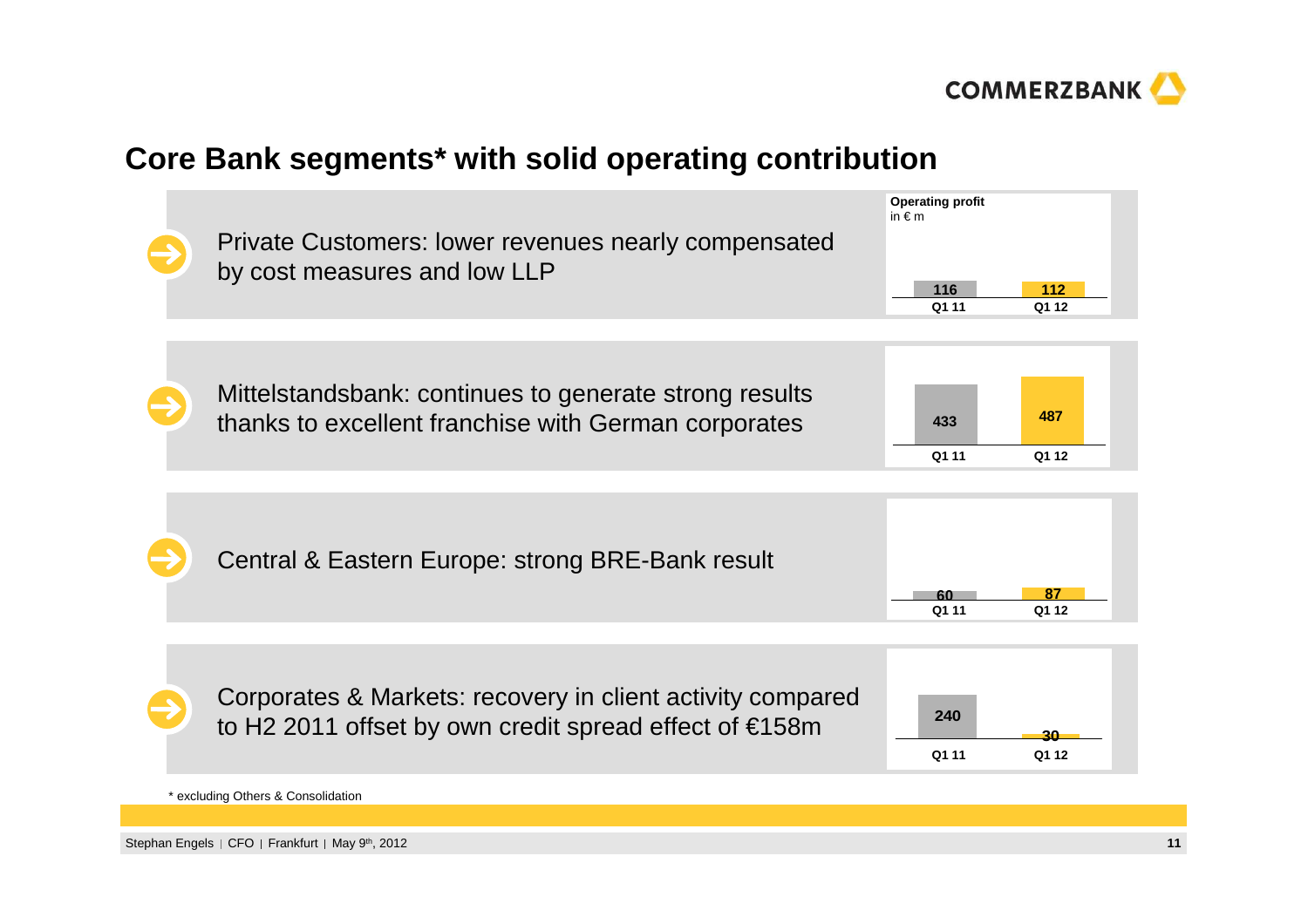## Core Bank segments* with solid operating contribution

- Private Customers: lower revenues nearly compensated by cost measures and low LLP
- Mittelstandsbank: continues to generate strong results thanks to excellent franchise with German corporates
- Central & Eastern Europe: strong BRE-Bank result
- Corporates & Markets: recovery in client activity compared to H2 2011 offset by own credit spread effect of €158m

**Operating profit**
in € m

| Segment | Q1 11 | Q1 12 |
|---|---|---|
| Private Customers | 116 | 112 |
| Mittelstandsbank | 433 | 487 |
| Central & Eastern Europe | 60 | 87 |
| Corporates & Markets | 240 | 30 |

* excluding Others & Consolidation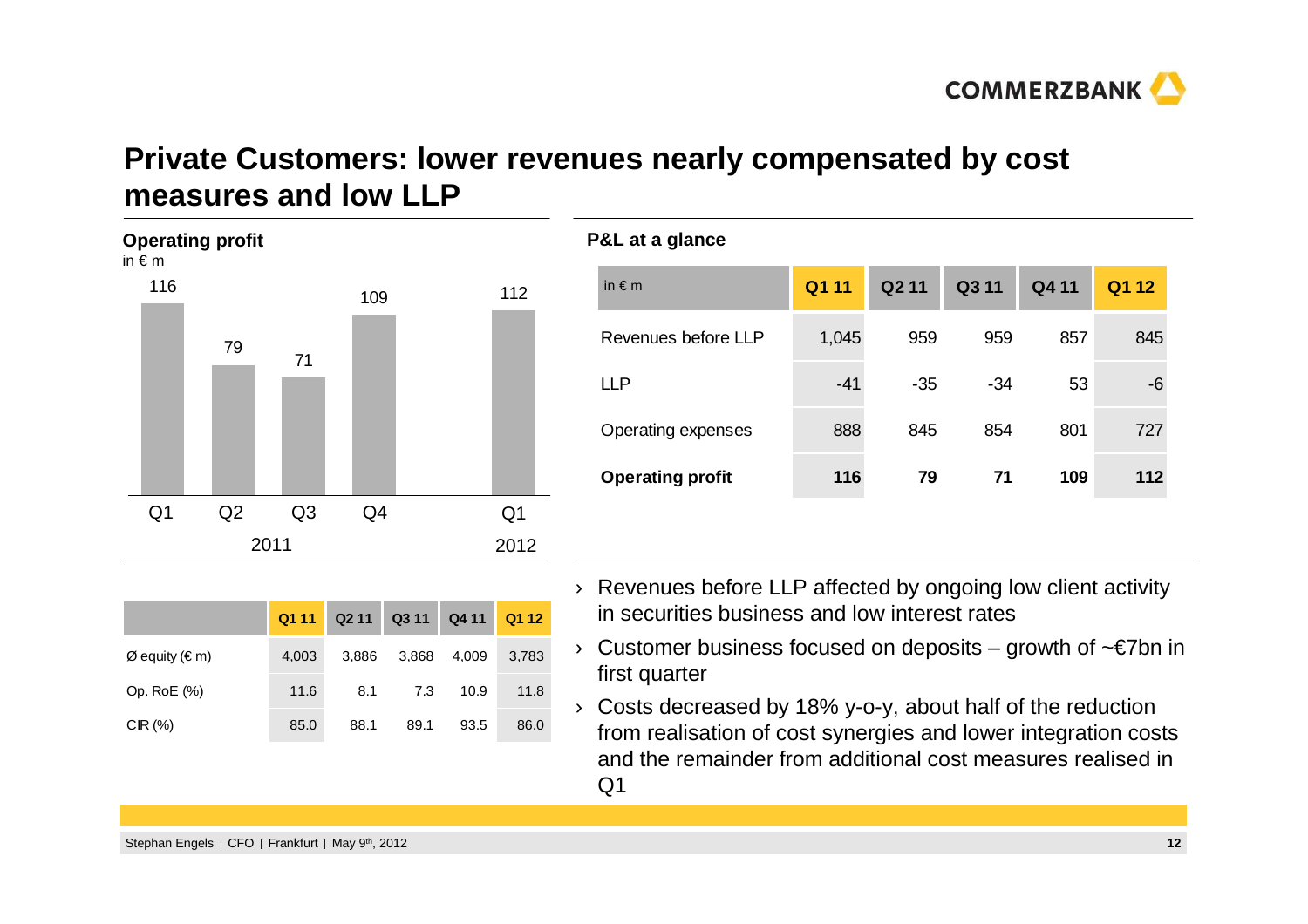# Private Customers: lower revenues nearly compensated by cost measures and low LLP

**Operating profit**
in € m

| | Q1 2011 | Q2 2011 | Q3 2011 | Q4 2011 | Q1 2012 |
|---|---|---|---|---|---|
| Operating profit | 116 | 79 | 71 | 109 | 112 |

| | Q1 11 | Q2 11 | Q3 11 | Q4 11 | Q1 12 |
|---|---|---|---|---|---|
| Ø equity (€ m) | 4,003 | 3,886 | 3,868 | 4,009 | 3,783 |
| Op. RoE (%) | 11.6 | 8.1 | 7.3 | 10.9 | 11.8 |
| CIR (%) | 85.0 | 88.1 | 89.1 | 93.5 | 86.0 |

**P&L at a glance**

| in € m | Q1 11 | Q2 11 | Q3 11 | Q4 11 | Q1 12 |
|---|---|---|---|---|---|
| Revenues before LLP | 1,045 | 959 | 959 | 857 | 845 |
| LLP | -41 | -35 | -34 | 53 | -6 |
| Operating expenses | 888 | 845 | 854 | 801 | 727 |
| **Operating profit** | **116** | **79** | **71** | **109** | **112** |

- Revenues before LLP affected by ongoing low client activity in securities business and low interest rates
- Customer business focused on deposits – growth of ~€7bn in first quarter
- Costs decreased by 18% y-o-y, about half of the reduction from realisation of cost synergies and lower integration costs and the remainder from additional cost measures realised in Q1

Stephan Engels | CFO | Frankfurt | May 9th, 2012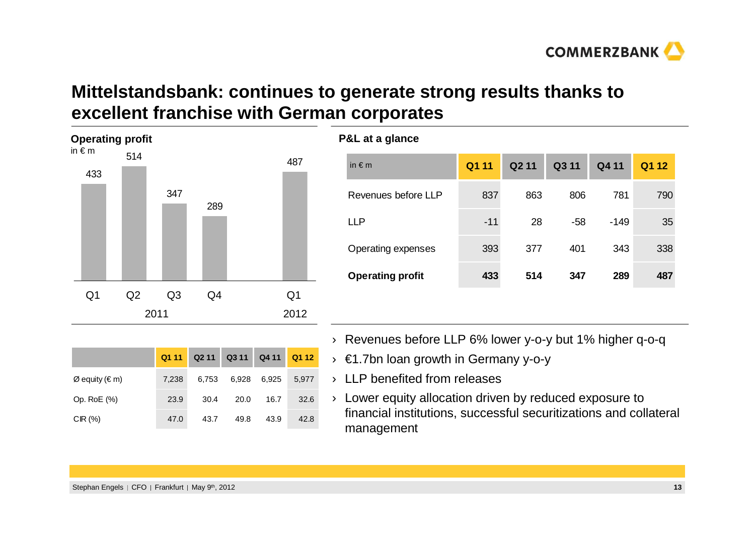# Mittelstandsbank: continues to generate strong results thanks to excellent franchise with German corporates

**Operating profit**

in € m

| | Q1 2011 | Q2 2011 | Q3 2011 | Q4 2011 | Q1 2012 |
|---|---|---|---|---|---|
| Operating profit | 433 | 514 | 347 | 289 | 487 |

**P&L at a glance**

| in € m | Q1 11 | Q2 11 | Q3 11 | Q4 11 | Q1 12 |
|---|---|---|---|---|---|
| Revenues before LLP | 837 | 863 | 806 | 781 | 790 |
| LLP | -11 | 28 | -58 | -149 | 35 |
| Operating expenses | 393 | 377 | 401 | 343 | 338 |
| **Operating profit** | **433** | **514** | **347** | **289** | **487** |

| | Q1 11 | Q2 11 | Q3 11 | Q4 11 | Q1 12 |
|---|---|---|---|---|---|
| Ø equity (€ m) | 7,238 | 6,753 | 6,928 | 6,925 | 5,977 |
| Op. RoE (%) | 23.9 | 30.4 | 20.0 | 16.7 | 32.6 |
| CIR (%) | 47.0 | 43.7 | 49.8 | 43.9 | 42.8 |

- Revenues before LLP 6% lower y-o-y but 1% higher q-o-q
- €1.7bn loan growth in Germany y-o-y
- LLP benefited from releases
- Lower equity allocation driven by reduced exposure to financial institutions, successful securitizations and collateral management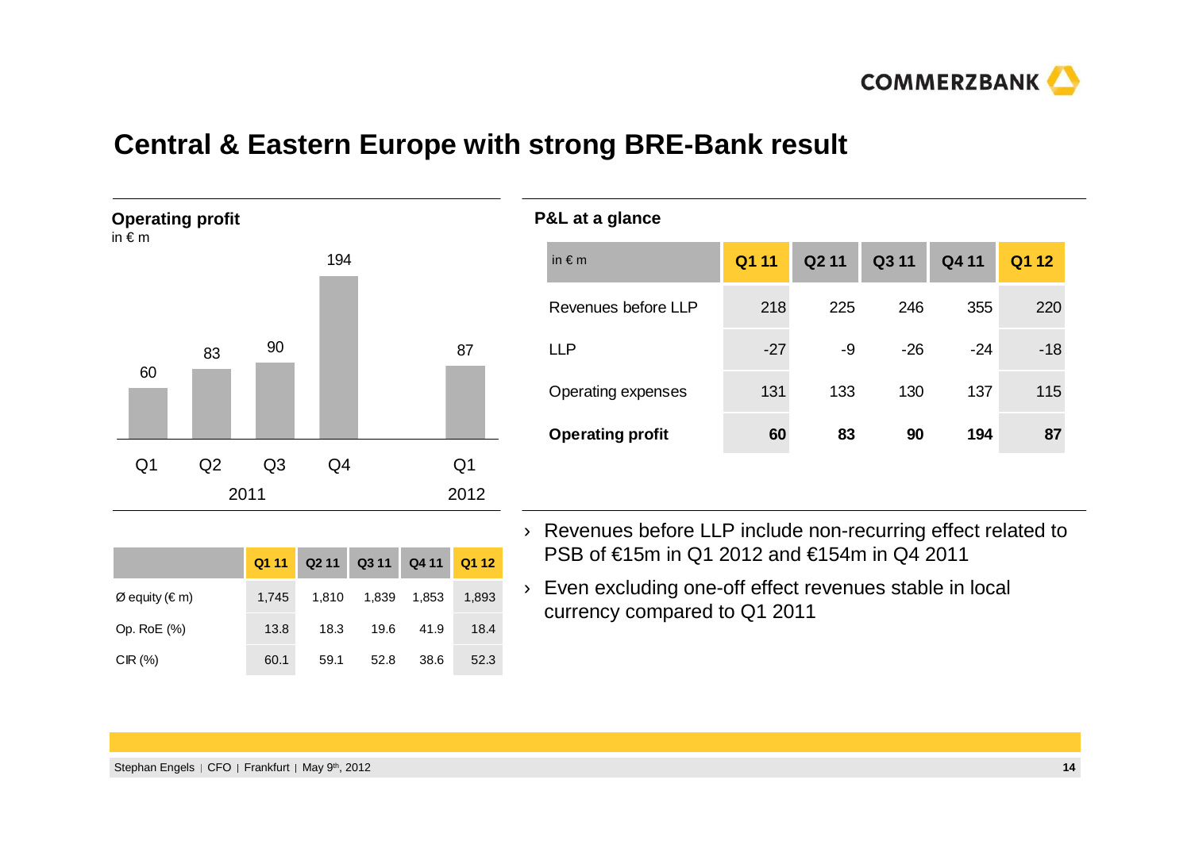# Central & Eastern Europe with strong BRE-Bank result

## Operating profit

in € m

| | Q1 2011 | Q2 2011 | Q3 2011 | Q4 2011 | Q1 2012 |
|---|---|---|---|---|---|
| Operating profit | 60 | 83 | 90 | 194 | 87 |

| | Q1 11 | Q2 11 | Q3 11 | Q4 11 | Q1 12 |
|---|---|---|---|---|---|
| Ø equity (€ m) | 1,745 | 1,810 | 1,839 | 1,853 | 1,893 |
| Op. RoE (%) | 13.8 | 18.3 | 19.6 | 41.9 | 18.4 |
| CIR (%) | 60.1 | 59.1 | 52.8 | 38.6 | 52.3 |

## P&L at a glance

| in € m | Q1 11 | Q2 11 | Q3 11 | Q4 11 | Q1 12 |
|---|---|---|---|---|---|
| Revenues before LLP | 218 | 225 | 246 | 355 | 220 |
| LLP | -27 | -9 | -26 | -24 | -18 |
| Operating expenses | 131 | 133 | 130 | 137 | 115 |
| **Operating profit** | **60** | **83** | **90** | **194** | **87** |

- Revenues before LLP include non-recurring effect related to PSB of €15m in Q1 2012 and €154m in Q4 2011
- Even excluding one-off effect revenues stable in local currency compared to Q1 2011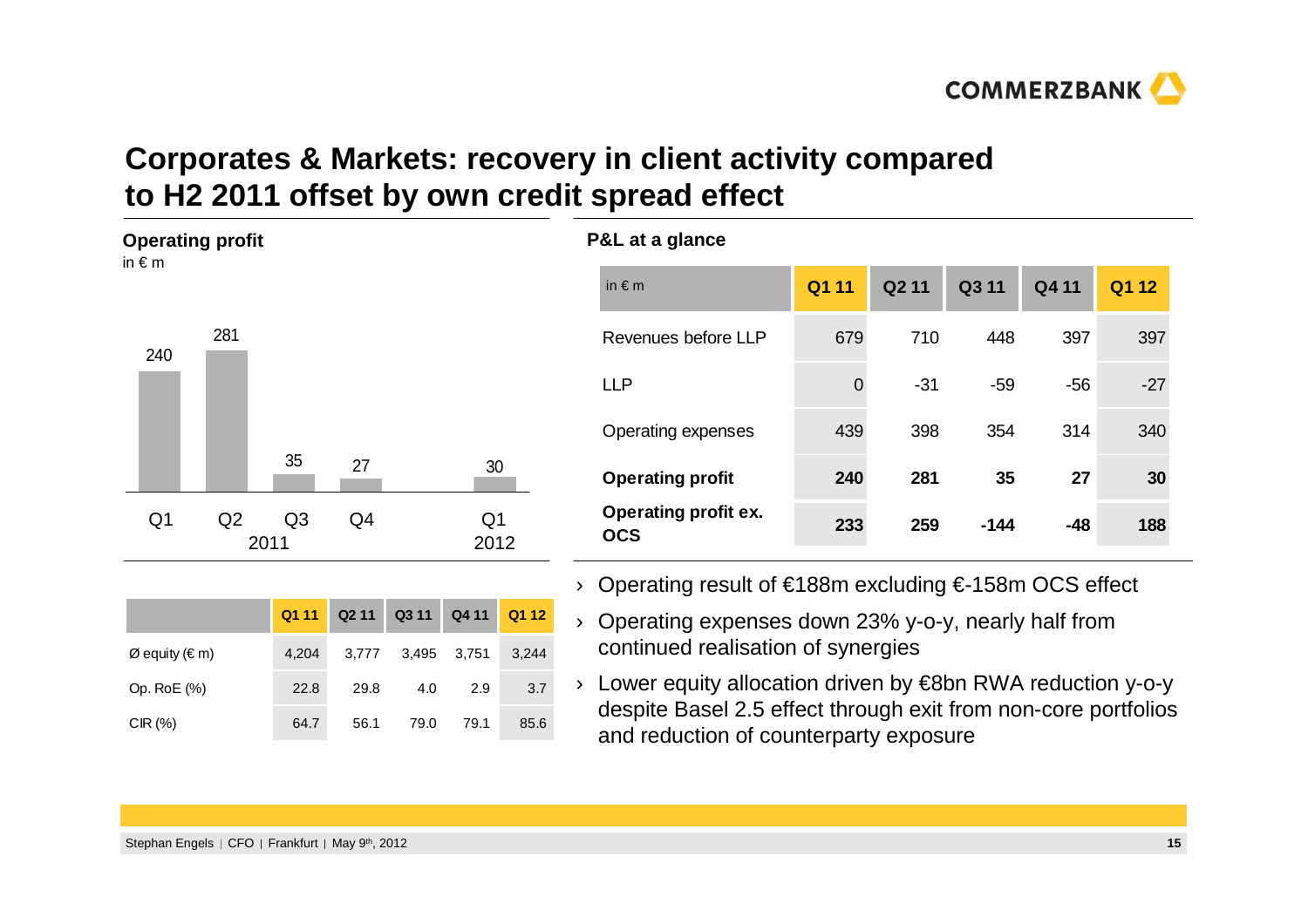# Corporates & Markets: recovery in client activity compared to H2 2011 offset by own credit spread effect

**Operating profit**

in € m

| | Q1 2011 | Q2 2011 | Q3 2011 | Q4 2011 | Q1 2012 |
|---|---|---|---|---|---|
| Operating profit | 240 | 281 | 35 | 27 | 30 |

| | Q1 11 | Q2 11 | Q3 11 | Q4 11 | Q1 12 |
|---|---|---|---|---|---|
| Ø equity (€ m) | 4,204 | 3,777 | 3,495 | 3,751 | 3,244 |
| Op. RoE (%) | 22.8 | 29.8 | 4.0 | 2.9 | 3.7 |
| CIR (%) | 64.7 | 56.1 | 79.0 | 79.1 | 85.6 |

**P&L at a glance**

| in € m | Q1 11 | Q2 11 | Q3 11 | Q4 11 | Q1 12 |
|---|---|---|---|---|---|
| Revenues before LLP | 679 | 710 | 448 | 397 | 397 |
| LLP | 0 | -31 | -59 | -56 | -27 |
| Operating expenses | 439 | 398 | 354 | 314 | 340 |
| **Operating profit** | **240** | **281** | **35** | **27** | **30** |
| **Operating profit ex. OCS** | **233** | **259** | **-144** | **-48** | **188** |

- Operating result of €188m excluding €-158m OCS effect
- Operating expenses down 23% y-o-y, nearly half from continued realisation of synergies
- Lower equity allocation driven by €8bn RWA reduction y-o-y despite Basel 2.5 effect through exit from non-core portfolios and reduction of counterparty exposure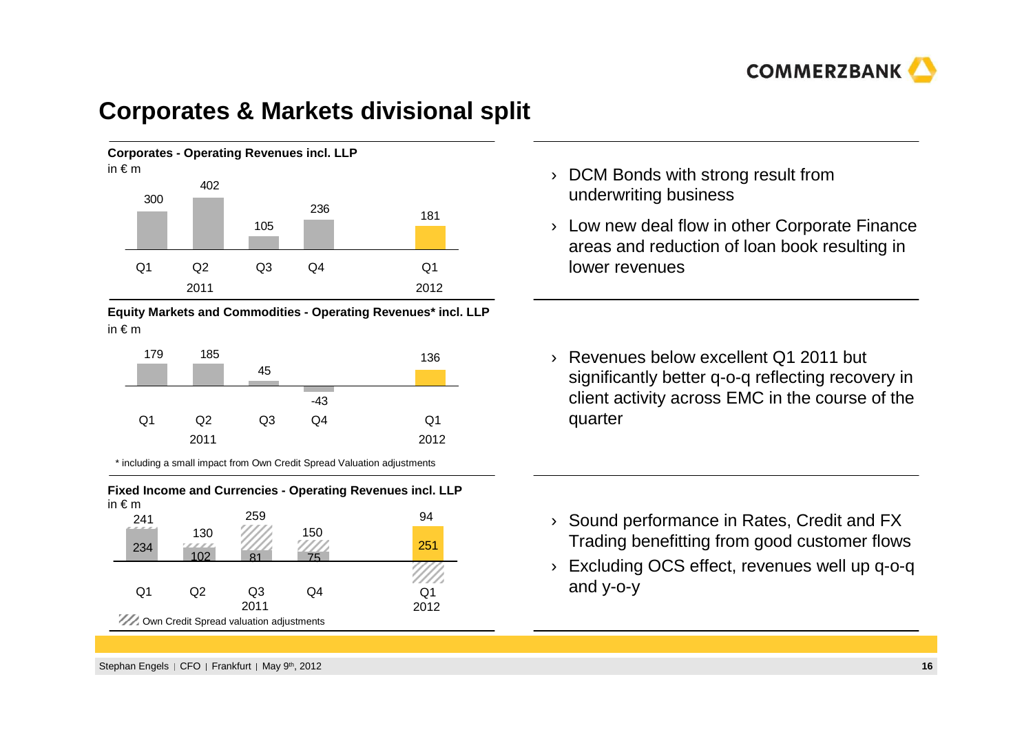# Corporates & Markets divisional split

**Corporates - Operating Revenues incl. LLP**
in € m

| | Q1 2011 | Q2 2011 | Q3 2011 | Q4 2011 | Q1 2012 |
|---|---|---|---|---|---|
| Operating Revenues incl. LLP | 300 | 402 | 105 | 236 | 181 |

- DCM Bonds with strong result from underwriting business
- Low new deal flow in other Corporate Finance areas and reduction of loan book resulting in lower revenues

**Equity Markets and Commodities - Operating Revenues* incl. LLP**
in € m

| | Q1 2011 | Q2 2011 | Q3 2011 | Q4 2011 | Q1 2012 |
|---|---|---|---|---|---|
| Operating Revenues* incl. LLP | 179 | 185 | 45 | -43 | 136 |

* including a small impact from Own Credit Spread Valuation adjustments

- Revenues below excellent Q1 2011 but significantly better q-o-q reflecting recovery in client activity across EMC in the course of the quarter

**Fixed Income and Currencies - Operating Revenues incl. LLP**
in € m

| | Q1 2011 | Q2 2011 | Q3 2011 | Q4 2011 | Q1 2012 |
|---|---|---|---|---|---|
| Operating Revenues incl. LLP (total) | 241 | 130 | 259 | 150 | 94 |
| Excl. Own Credit Spread valuation adjustments | 234 | 102 | 81 | 75 | 251 |

Own Credit Spread valuation adjustments

- Sound performance in Rates, Credit and FX Trading benefitting from good customer flows
- Excluding OCS effect, revenues well up q-o-q and y-o-y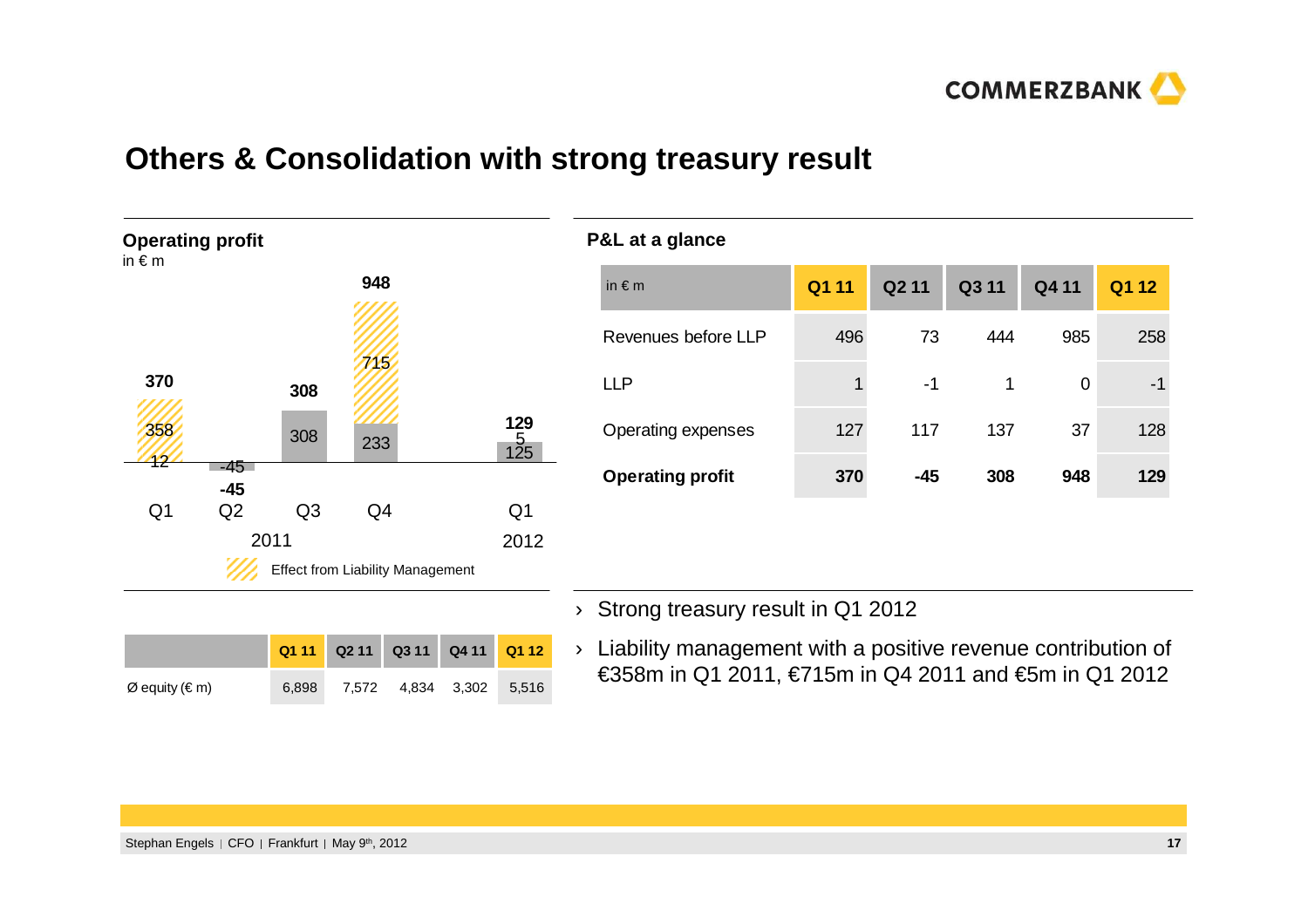# Others & Consolidation with strong treasury result

## Operating profit

in € m

| | Q1 2011 | Q2 2011 | Q3 2011 | Q4 2011 | Q1 2012 |
|---|---|---|---|---|---|
| Operating profit | 370 | -45 | 308 | 948 | 129 |
| Effect from Liability Management | 358 | | | 715 | 5 |
| Other | 12 | -45 | 308 | 233 | 125 |

| | Q1 11 | Q2 11 | Q3 11 | Q4 11 | Q1 12 |
|---|---|---|---|---|---|
| Ø equity (€ m) | 6,898 | 7,572 | 4,834 | 3,302 | 5,516 |

## P&L at a glance

| in € m | Q1 11 | Q2 11 | Q3 11 | Q4 11 | Q1 12 |
|---|---|---|---|---|---|
| Revenues before LLP | 496 | 73 | 444 | 985 | 258 |
| LLP | 1 | -1 | 1 | 0 | -1 |
| Operating expenses | 127 | 117 | 137 | 37 | 128 |
| **Operating profit** | **370** | **-45** | **308** | **948** | **129** |

- Strong treasury result in Q1 2012
- Liability management with a positive revenue contribution of €358m in Q1 2011, €715m in Q4 2011 and €5m in Q1 2012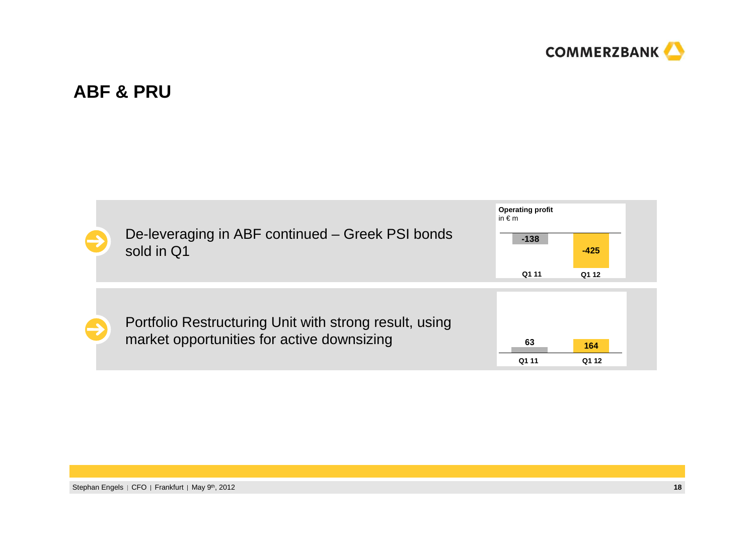# ABF & PRU

- De-leveraging in ABF continued – Greek PSI bonds sold in Q1

**Operating profit**
in € m

| Q1 11 | Q1 12 |
|---|---|
| -138 | -425 |

- Portfolio Restructuring Unit with strong result, using market opportunities for active downsizing

| Q1 11 | Q1 12 |
|---|---|
| 63 | 164 |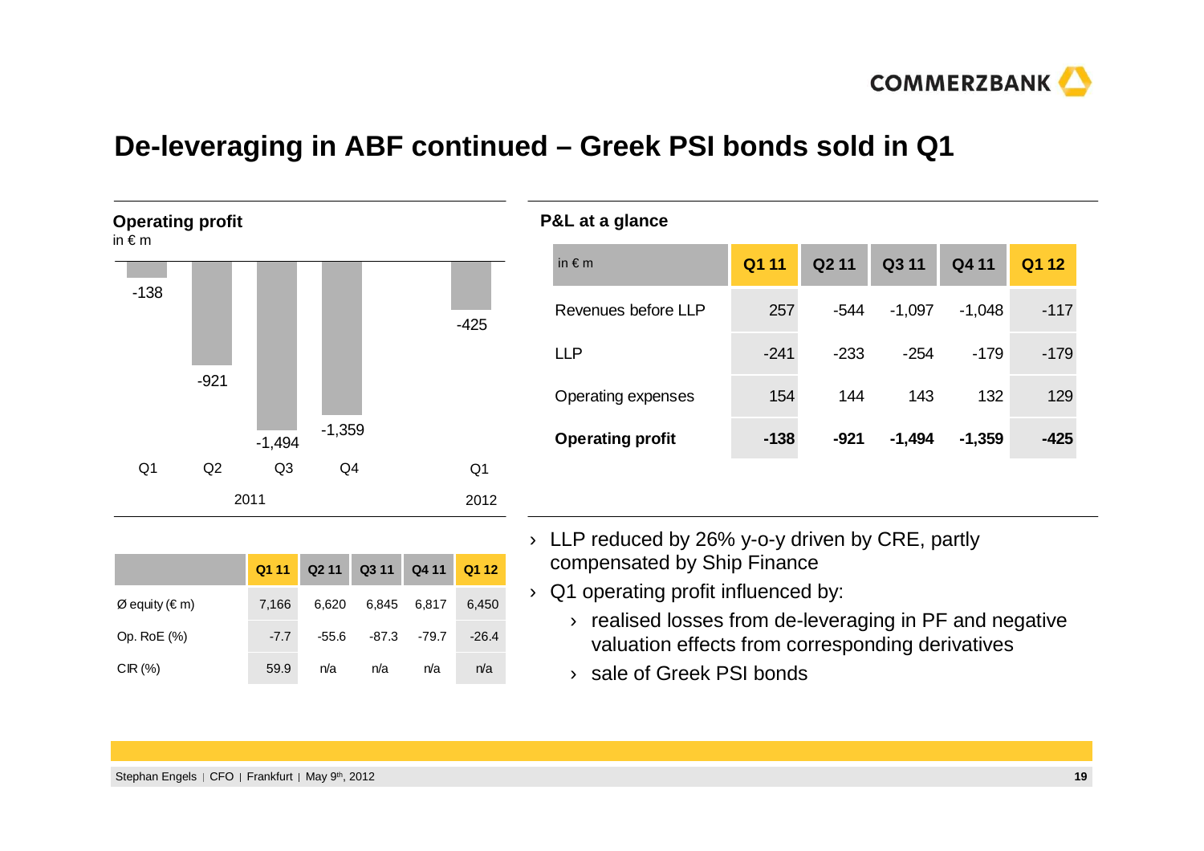# De-leveraging in ABF continued – Greek PSI bonds sold in Q1

**Operating profit**
in € m

| | Q1 2011 | Q2 2011 | Q3 2011 | Q4 2011 | Q1 2012 |
|---|---|---|---|---|---|
| Operating profit | -138 | -921 | -1,494 | -1,359 | -425 |

| | Q1 11 | Q2 11 | Q3 11 | Q4 11 | Q1 12 |
|---|---|---|---|---|---|
| Ø equity (€ m) | 7,166 | 6,620 | 6,845 | 6,817 | 6,450 |
| Op. RoE (%) | -7.7 | -55.6 | -87.3 | -79.7 | -26.4 |
| CIR (%) | 59.9 | n/a | n/a | n/a | n/a |

**P&L at a glance**

| in € m | Q1 11 | Q2 11 | Q3 11 | Q4 11 | Q1 12 |
|---|---|---|---|---|---|
| Revenues before LLP | 257 | -544 | -1,097 | -1,048 | -117 |
| LLP | -241 | -233 | -254 | -179 | -179 |
| Operating expenses | 154 | 144 | 143 | 132 | 129 |
| **Operating profit** | **-138** | **-921** | **-1,494** | **-1,359** | **-425** |

- LLP reduced by 26% y-o-y driven by CRE, partly compensated by Ship Finance
- Q1 operating profit influenced by:
  - realised losses from de-leveraging in PF and negative valuation effects from corresponding derivatives
  - sale of Greek PSI bonds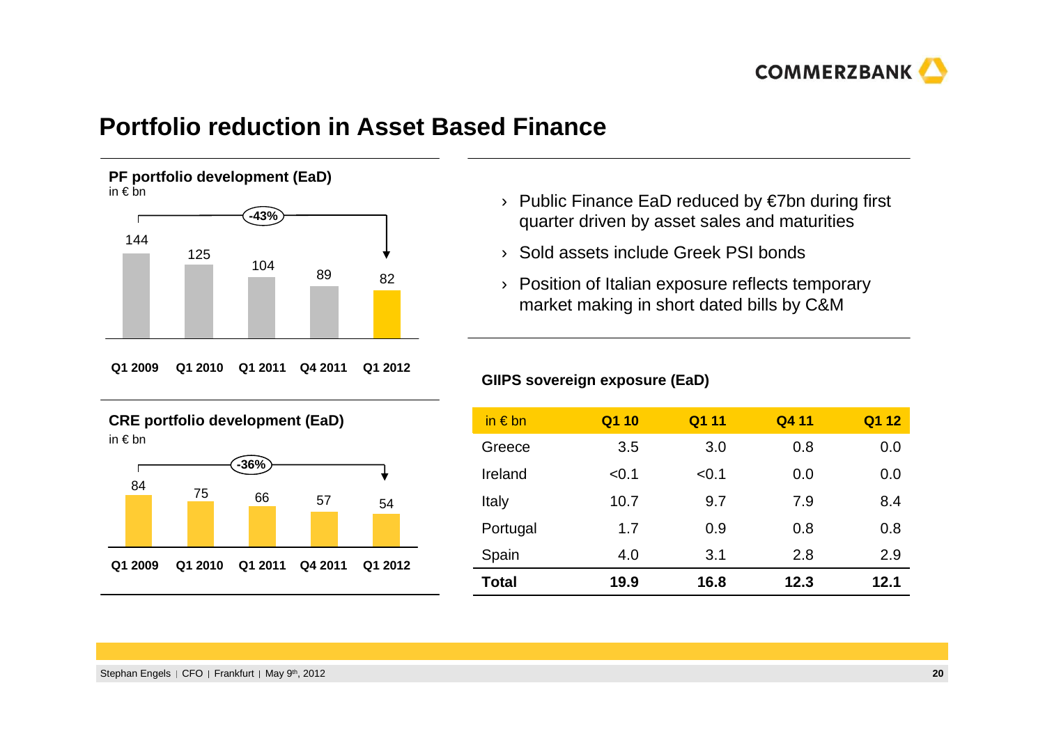# Portfolio reduction in Asset Based Finance

**PF portfolio development (EaD)**
in € bn

| Q1 2009 | Q1 2010 | Q1 2011 | Q4 2011 | Q1 2012 |
|---|---|---|---|---|
| 144 | 125 | 104 | 89 | 82 |

-43%

**CRE portfolio development (EaD)**
in € bn

| Q1 2009 | Q1 2010 | Q1 2011 | Q4 2011 | Q1 2012 |
|---|---|---|---|---|
| 84 | 75 | 66 | 57 | 54 |

-36%

- Public Finance EaD reduced by €7bn during first quarter driven by asset sales and maturities
- Sold assets include Greek PSI bonds
- Position of Italian exposure reflects temporary market making in short dated bills by C&M

**GIIPS sovereign exposure (EaD)**

| in € bn | Q1 10 | Q1 11 | Q4 11 | Q1 12 |
|---|---|---|---|---|
| Greece | 3.5 | 3.0 | 0.8 | 0.0 |
| Ireland | <0.1 | <0.1 | 0.0 | 0.0 |
| Italy | 10.7 | 9.7 | 7.9 | 8.4 |
| Portugal | 1.7 | 0.9 | 0.8 | 0.8 |
| Spain | 4.0 | 3.1 | 2.8 | 2.9 |
| **Total** | **19.9** | **16.8** | **12.3** | **12.1** |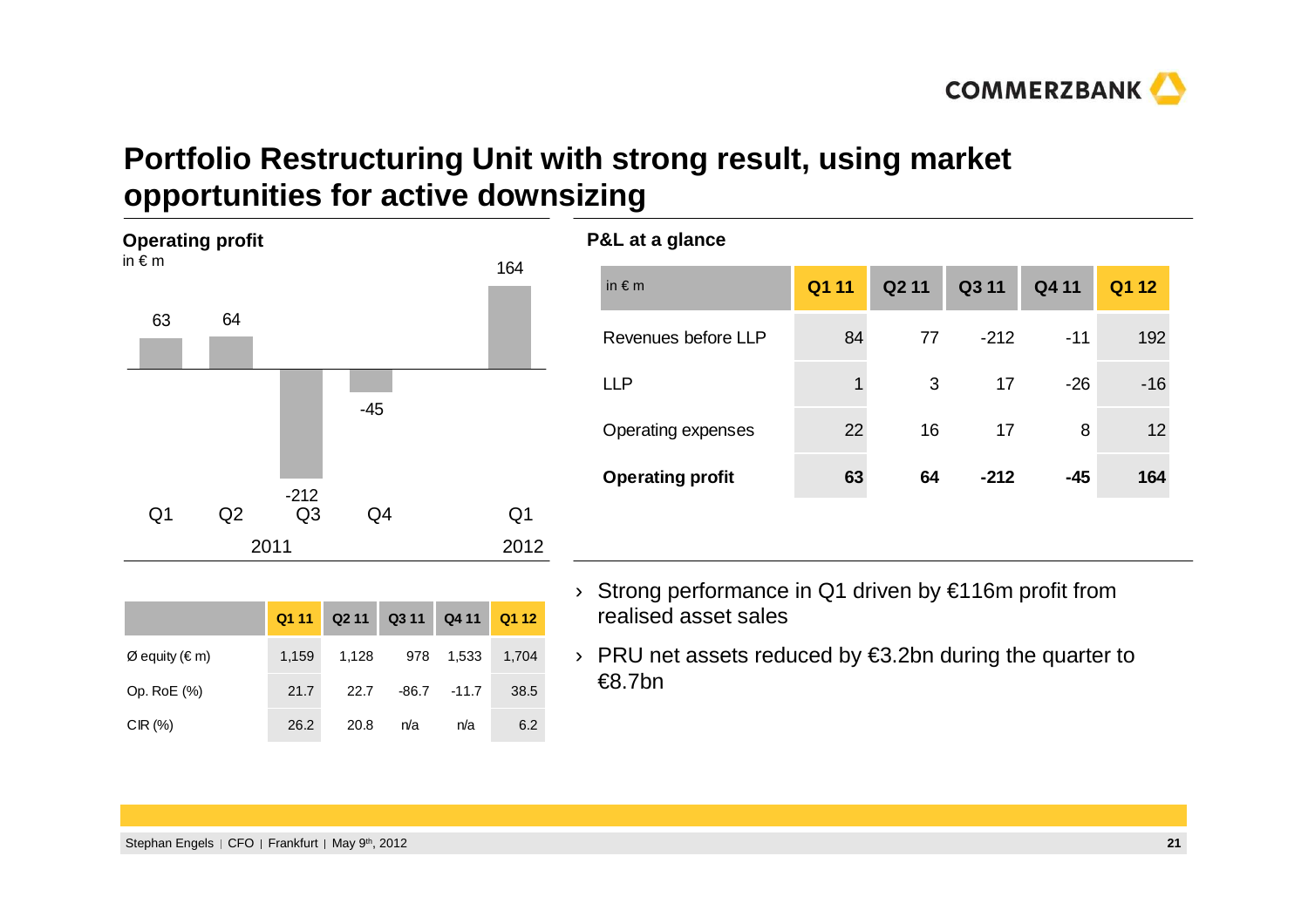# Portfolio Restructuring Unit with strong result, using market opportunities for active downsizing

## Operating profit

in € m

| Q1 2011 | Q2 2011 | Q3 2011 | Q4 2011 | Q1 2012 |
|---|---|---|---|---|
| 63 | 64 | -212 | -45 | 164 |

| | Q1 11 | Q2 11 | Q3 11 | Q4 11 | Q1 12 |
|---|---|---|---|---|---|
| Ø equity (€ m) | 1,159 | 1,128 | 978 | 1,533 | 1,704 |
| Op. RoE (%) | 21.7 | 22.7 | -86.7 | -11.7 | 38.5 |
| CIR (%) | 26.2 | 20.8 | n/a | n/a | 6.2 |

## P&L at a glance

| in € m | Q1 11 | Q2 11 | Q3 11 | Q4 11 | Q1 12 |
|---|---|---|---|---|---|
| Revenues before LLP | 84 | 77 | -212 | -11 | 192 |
| LLP | 1 | 3 | 17 | -26 | -16 |
| Operating expenses | 22 | 16 | 17 | 8 | 12 |
| **Operating profit** | **63** | **64** | **-212** | **-45** | **164** |

- Strong performance in Q1 driven by €116m profit from realised asset sales
- PRU net assets reduced by €3.2bn during the quarter to €8.7bn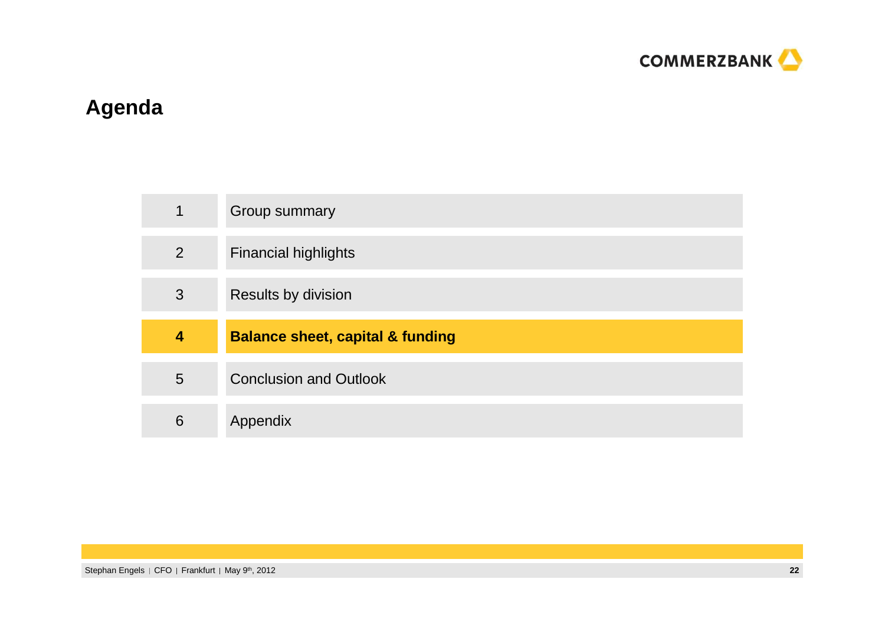# Agenda

| | |
|---|---|
| 1 | Group summary |
| 2 | Financial highlights |
| 3 | Results by division |
| **4** | **Balance sheet, capital & funding** |
| 5 | Conclusion and Outlook |
| 6 | Appendix |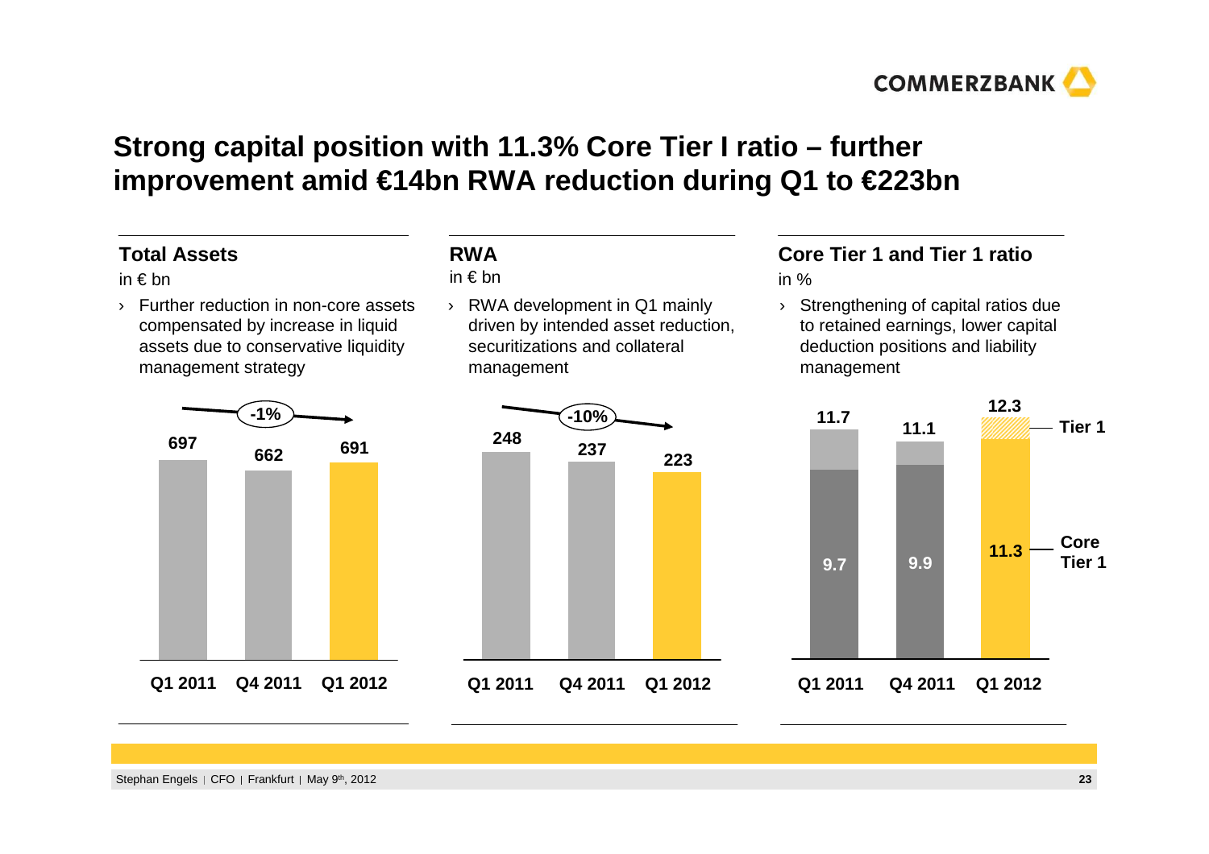# Strong capital position with 11.3% Core Tier I ratio – further improvement amid €14bn RWA reduction during Q1 to €223bn

## Total Assets

in € bn

- Further reduction in non-core assets compensated by increase in liquid assets due to conservative liquidity management strategy

| | Q1 2011 | Q4 2011 | Q1 2012 |
|---|---|---|---|
| Total Assets | 697 | 662 | 691 |

-1%

## RWA

in € bn

- RWA development in Q1 mainly driven by intended asset reduction, securitizations and collateral management

| | Q1 2011 | Q4 2011 | Q1 2012 |
|---|---|---|---|
| RWA | 248 | 237 | 223 |

-10%

## Core Tier 1 and Tier 1 ratio

in %

- Strengthening of capital ratios due to retained earnings, lower capital deduction positions and liability management

| | Q1 2011 | Q4 2011 | Q1 2012 |
|---|---|---|---|
| Tier 1 | 11.7 | 11.1 | 12.3 |
| Core Tier 1 | 9.7 | 9.9 | 11.3 |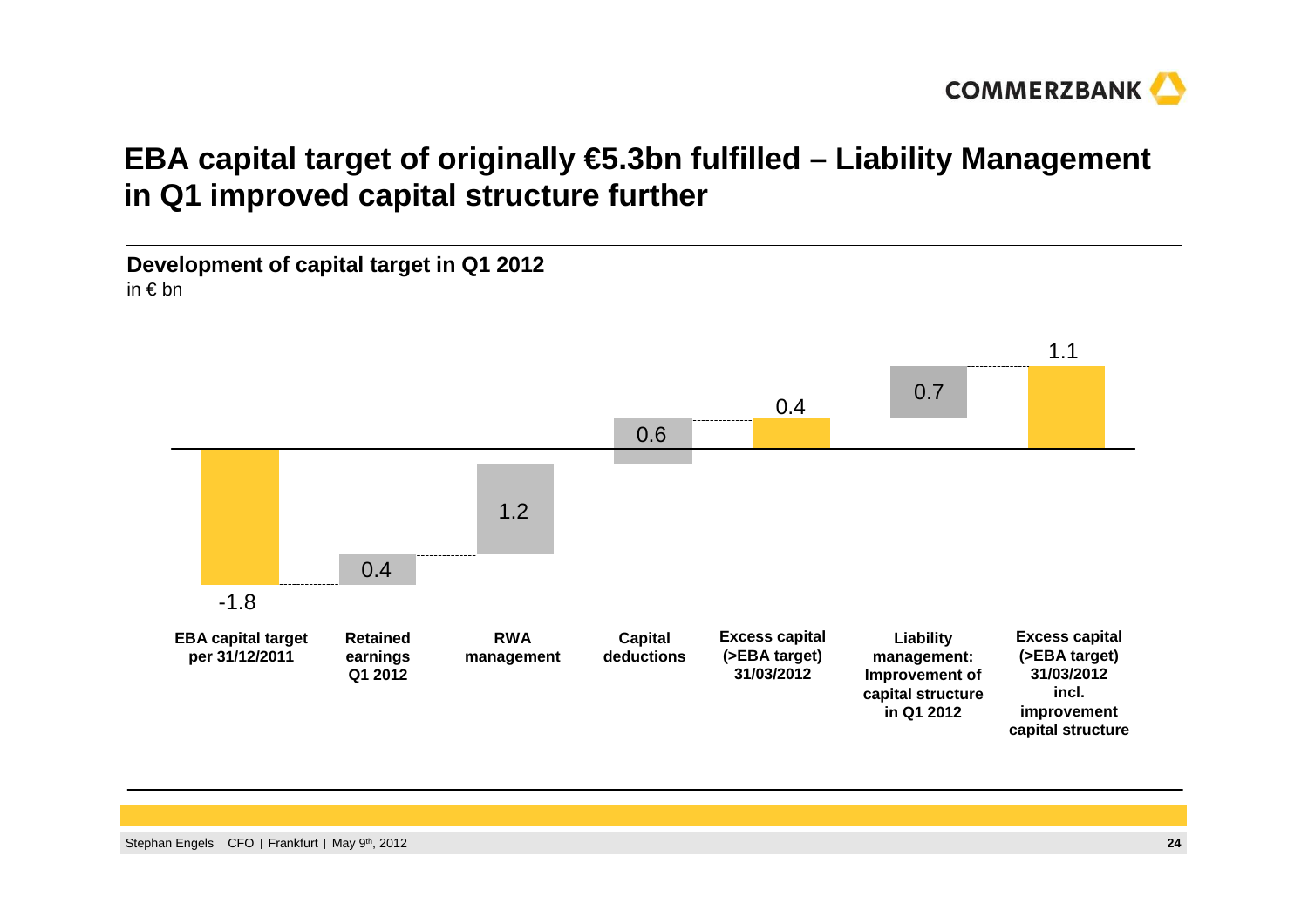# EBA capital target of originally €5.3bn fulfilled – Liability Management in Q1 improved capital structure further

## Development of capital target in Q1 2012

in € bn

| Item | Value |
|---|---|
| EBA capital target per 31/12/2011 | -1.8 |
| Retained earnings Q1 2012 | 0.4 |
| RWA management | 1.2 |
| Capital deductions | 0.6 |
| Excess capital (>EBA target) 31/03/2012 | 0.4 |
| Liability management: Improvement of capital structure in Q1 2012 | 0.7 |
| Excess capital (>EBA target) 31/03/2012 incl. improvement capital structure | 1.1 |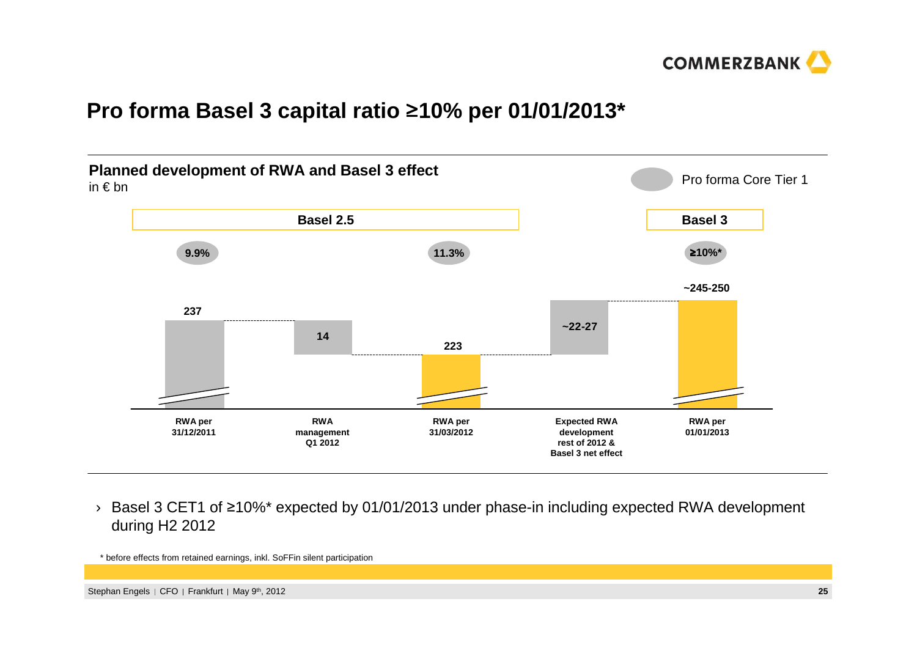# Pro forma Basel 3 capital ratio ≥10% per 01/01/2013*

## Planned development of RWA and Basel 3 effect

in € bn

Pro forma Core Tier 1

| | Basel 2.5 | | | Basel 3 |
|---|---|---|---|---|
| | RWA per 31/12/2011 | RWA management Q1 2012 | RWA per 31/03/2012 | Expected RWA development rest of 2012 & Basel 3 net effect | RWA per 01/01/2013 |
| Pro forma Core Tier 1 | 9.9% | | 11.3% | | ≥10%* |
| RWA | 237 | 14 | 223 | ~22-27 | ~245-250 |

› Basel 3 CET1 of ≥10%* expected by 01/01/2013 under phase-in including expected RWA development during H2 2012

\* before effects from retained earnings, inkl. SoFFin silent participation

Stephan Engels | CFO | Frankfurt | May 9th, 2012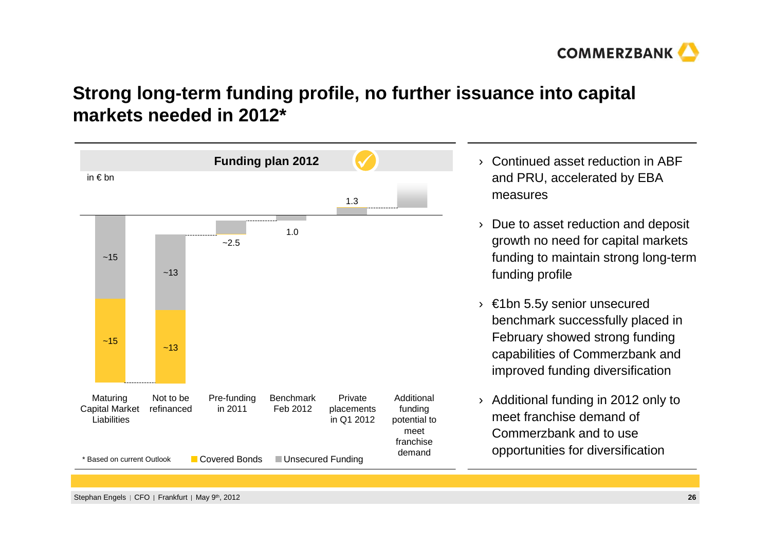# Strong long-term funding profile, no further issuance into capital markets needed in 2012*

**Funding plan 2012**

in € bn

| | Covered Bonds | Unsecured Funding |
|---|---|---|
| Maturing Capital Market Liabilities | ~15 | ~15 |
| Not to be refinanced | ~13 | ~13 |
| Pre-funding in 2011 | | ~2.5 |
| Benchmark Feb 2012 | | 1.0 |
| Private placements in Q1 2012 | | 1.3 |
| Additional funding potential to meet franchise demand | | |

\* Based on current Outlook

- Continued asset reduction in ABF and PRU, accelerated by EBA measures
- Due to asset reduction and deposit growth no need for capital markets funding to maintain strong long-term funding profile
- €1bn 5.5y senior unsecured benchmark successfully placed in February showed strong funding capabilities of Commerzbank and improved funding diversification
- Additional funding in 2012 only to meet franchise demand of Commerzbank and to use opportunities for diversification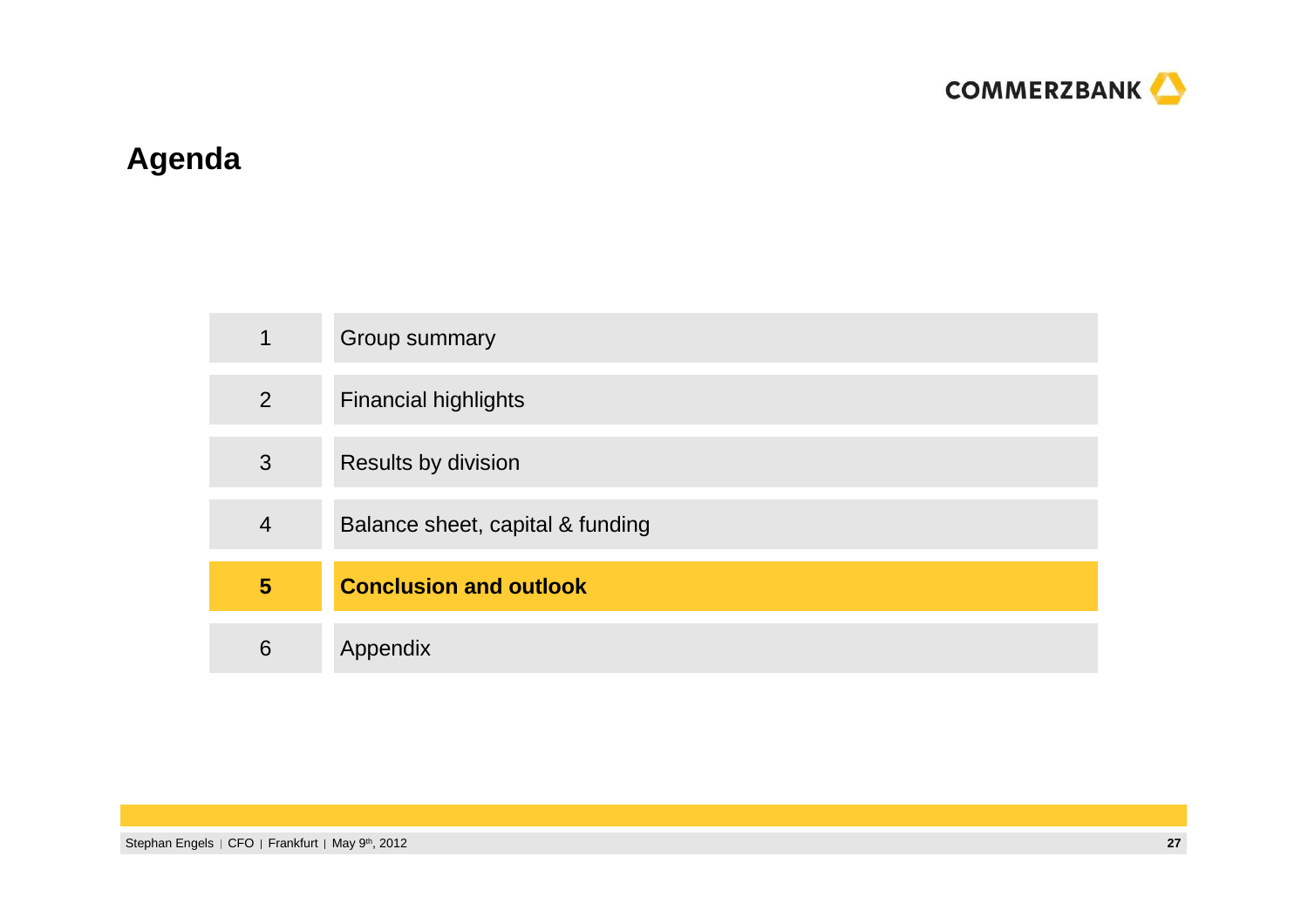# Agenda

| | |
|---|---|
| 1 | Group summary |
| 2 | Financial highlights |
| 3 | Results by division |
| 4 | Balance sheet, capital & funding |
| **5** | **Conclusion and outlook** |
| 6 | Appendix |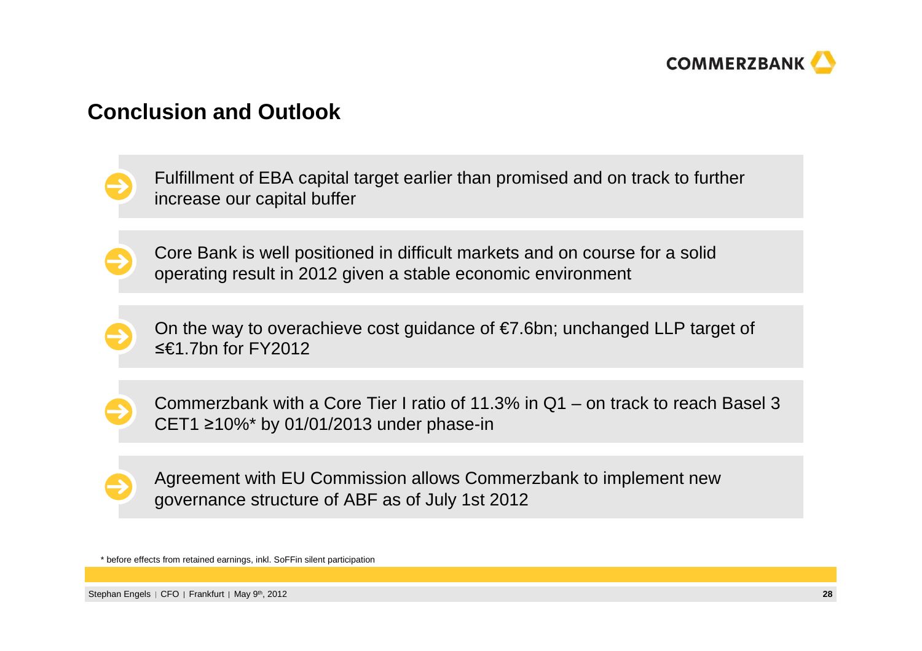# Conclusion and Outlook

- Fulfillment of EBA capital target earlier than promised and on track to further increase our capital buffer

- Core Bank is well positioned in difficult markets and on course for a solid operating result in 2012 given a stable economic environment

- On the way to overachieve cost guidance of €7.6bn; unchanged LLP target of ≤€1.7bn for FY2012

- Commerzbank with a Core Tier I ratio of 11.3% in Q1 – on track to reach Basel 3 CET1 ≥10%* by 01/01/2013 under phase-in

- Agreement with EU Commission allows Commerzbank to implement new governance structure of ABF as of July 1st 2012

\* before effects from retained earnings, inkl. SoFFin silent participation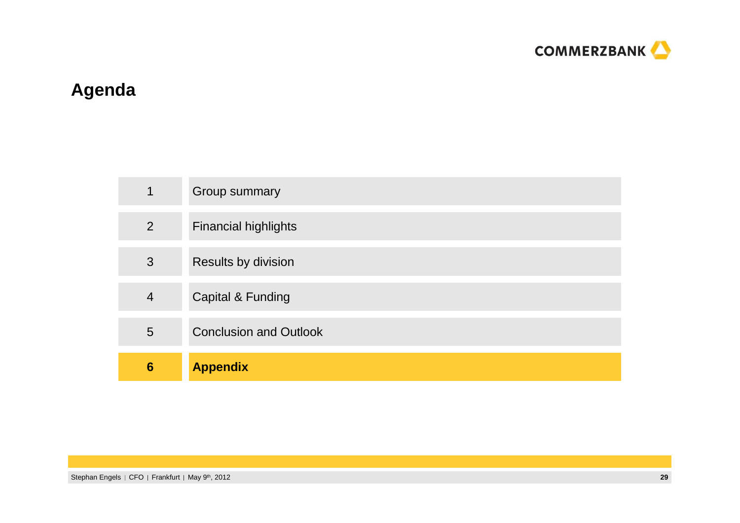# Agenda

| | |
|---|---|
| 1 | Group summary |
| 2 | Financial highlights |
| 3 | Results by division |
| 4 | Capital & Funding |
| 5 | Conclusion and Outlook |
| **6** | **Appendix** |

Stephan Engels | CFO | Frankfurt | May 9th, 2012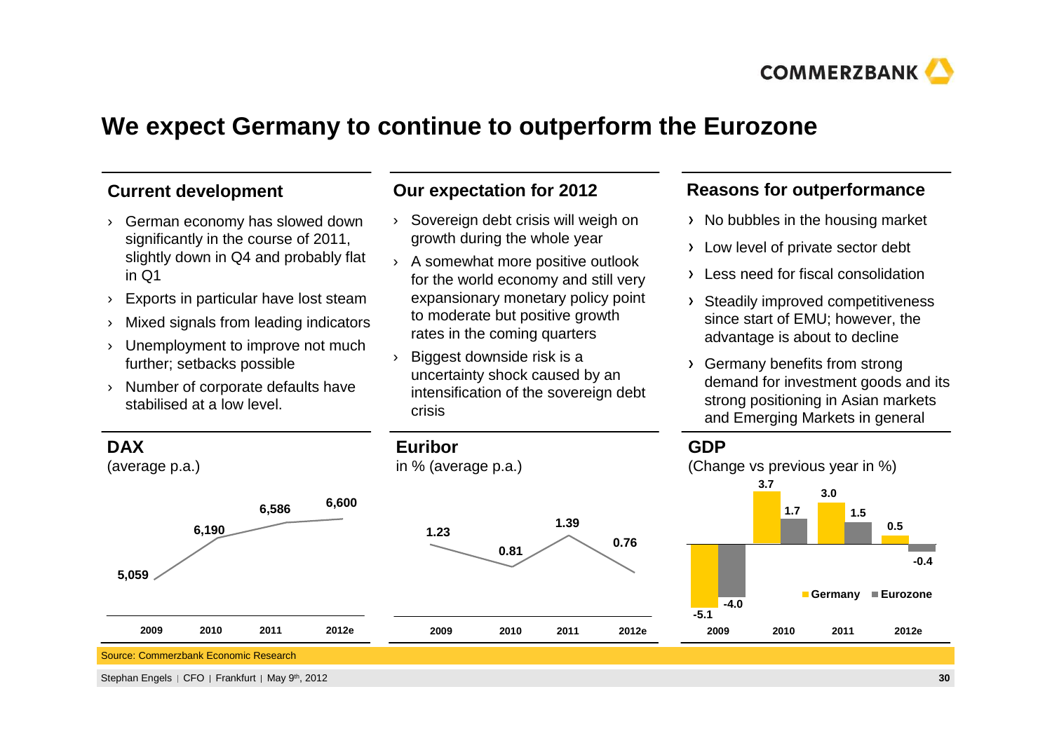# We expect Germany to continue to outperform the Eurozone

## Current development

- German economy has slowed down significantly in the course of 2011, slightly down in Q4 and probably flat in Q1
- Exports in particular have lost steam
- Mixed signals from leading indicators
- Unemployment to improve not much further; setbacks possible
- Number of corporate defaults have stabilised at a low level.

## Our expectation for 2012

- Sovereign debt crisis will weigh on growth during the whole year
- A somewhat more positive outlook for the world economy and still very expansionary monetary policy point to moderate but positive growth rates in the coming quarters
- Biggest downside risk is a uncertainty shock caused by an intensification of the sovereign debt crisis

## Reasons for outperformance

- No bubbles in the housing market
- Low level of private sector debt
- Less need for fiscal consolidation
- Steadily improved competitiveness since start of EMU; however, the advantage is about to decline
- Germany benefits from strong demand for investment goods and its strong positioning in Asian markets and Emerging Markets in general

## DAX

(average p.a.)

| 2009 | 2010 | 2011 | 2012e |
|---|---|---|---|
| 5,059 | 6,190 | 6,586 | 6,600 |

## Euribor

in % (average p.a.)

| 2009 | 2010 | 2011 | 2012e |
|---|---|---|---|
| 1.23 | 0.81 | 1.39 | 0.76 |

## GDP

(Change vs previous year in %)

| | 2009 | 2010 | 2011 | 2012e |
|---|---|---|---|---|
| Germany | -5.1 | 3.7 | 3.0 | 0.5 |
| Eurozone | -4.0 | 1.7 | 1.5 | -0.4 |

Source: Commerzbank Economic Research

Stephan Engels | CFO | Frankfurt | May 9th, 2012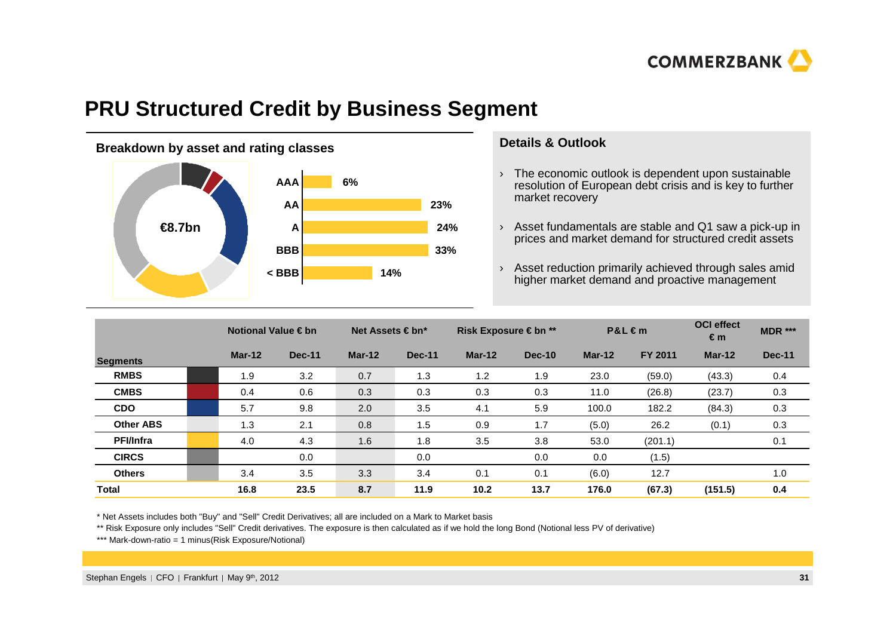# PRU Structured Credit by Business Segment

## Breakdown by asset and rating classes

€8.7bn

| Rating | Share |
|---|---|
| AAA | 6% |
| AA | 23% |
| A | 24% |
| BBB | 33% |
| < BBB | 14% |

## Details & Outlook

- The economic outlook is dependent upon sustainable resolution of European debt crisis and is key to further market recovery
- Asset fundamentals are stable and Q1 saw a pick-up in prices and market demand for structured credit assets
- Asset reduction primarily achieved through sales amid higher market demand and proactive management

| | Notional Value € bn | | Net Assets € bn* | | Risk Exposure € bn ** | | P&L € m | | OCI effect € m | MDR *** |
|---|---|---|---|---|---|---|---|---|---|---|
| **Segments** | **Mar-12** | **Dec-11** | **Mar-12** | **Dec-11** | **Mar-12** | **Dec-10** | **Mar-12** | **FY 2011** | **Mar-12** | **Dec-11** |
| **RMBS** | 1.9 | 3.2 | 0.7 | 1.3 | 1.2 | 1.9 | 23.0 | (59.0) | (43.3) | 0.4 |
| **CMBS** | 0.4 | 0.6 | 0.3 | 0.3 | 0.3 | 0.3 | 11.0 | (26.8) | (23.7) | 0.3 |
| **CDO** | 5.7 | 9.8 | 2.0 | 3.5 | 4.1 | 5.9 | 100.0 | 182.2 | (84.3) | 0.3 |
| **Other ABS** | 1.3 | 2.1 | 0.8 | 1.5 | 0.9 | 1.7 | (5.0) | 26.2 | (0.1) | 0.3 |
| **PFI/Infra** | 4.0 | 4.3 | 1.6 | 1.8 | 3.5 | 3.8 | 53.0 | (201.1) | | 0.1 |
| **CIRCS** | | 0.0 | | 0.0 | | 0.0 | 0.0 | (1.5) | | |
| **Others** | 3.4 | 3.5 | 3.3 | 3.4 | 0.1 | 0.1 | (6.0) | 12.7 | | 1.0 |
| **Total** | **16.8** | **23.5** | **8.7** | **11.9** | **10.2** | **13.7** | **176.0** | **(67.3)** | **(151.5)** | **0.4** |

\* Net Assets includes both "Buy" and "Sell" Credit Derivatives; all are included on a Mark to Market basis

\*\* Risk Exposure only includes "Sell" Credit derivatives. The exposure is then calculated as if we hold the long Bond (Notional less PV of derivative)

\*\*\* Mark-down-ratio = 1 minus(Risk Exposure/Notional)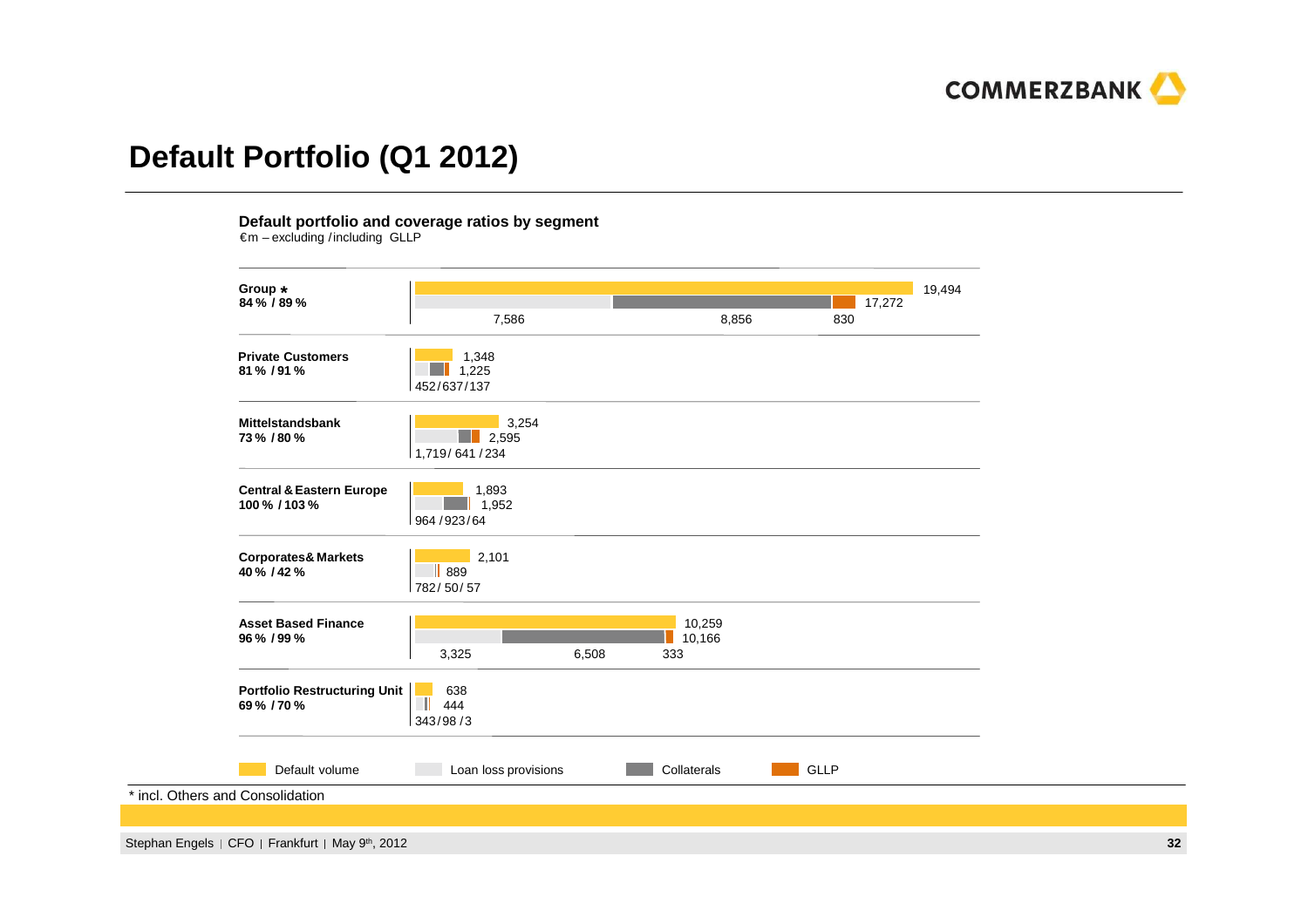# Default Portfolio (Q1 2012)

**Default portfolio and coverage ratios by segment**

€m – excluding / including GLLP

| Segment | Coverage ratio (excl. / incl. GLLP) | Default volume | Loan loss provisions + Collaterals + GLLP | Loan loss provisions / Collaterals / GLLP |
|---|---|---|---|---|
| Group * | 84 % / 89 % | 19,494 | 17,272 | 7,586 / 8,856 / 830 |
| Private Customers | 81 % / 91 % | 1,348 | 1,225 | 452 / 637 / 137 |
| Mittelstandsbank | 73 % / 80 % | 3,254 | 2,595 | 1,719 / 641 / 234 |
| Central & Eastern Europe | 100 % / 103 % | 1,893 | 1,952 | 964 / 923 / 64 |
| Corporates & Markets | 40 % / 42 % | 2,101 | 889 | 782 / 50 / 57 |
| Asset Based Finance | 96 % / 99 % | 10,259 | 10,166 | 3,325 / 6,508 / 333 |
| Portfolio Restructuring Unit | 69 % / 70 % | 638 | 444 | 343 / 98 / 3 |

Legend: Default volume; Loan loss provisions; Collaterals; GLLP

* incl. Others and Consolidation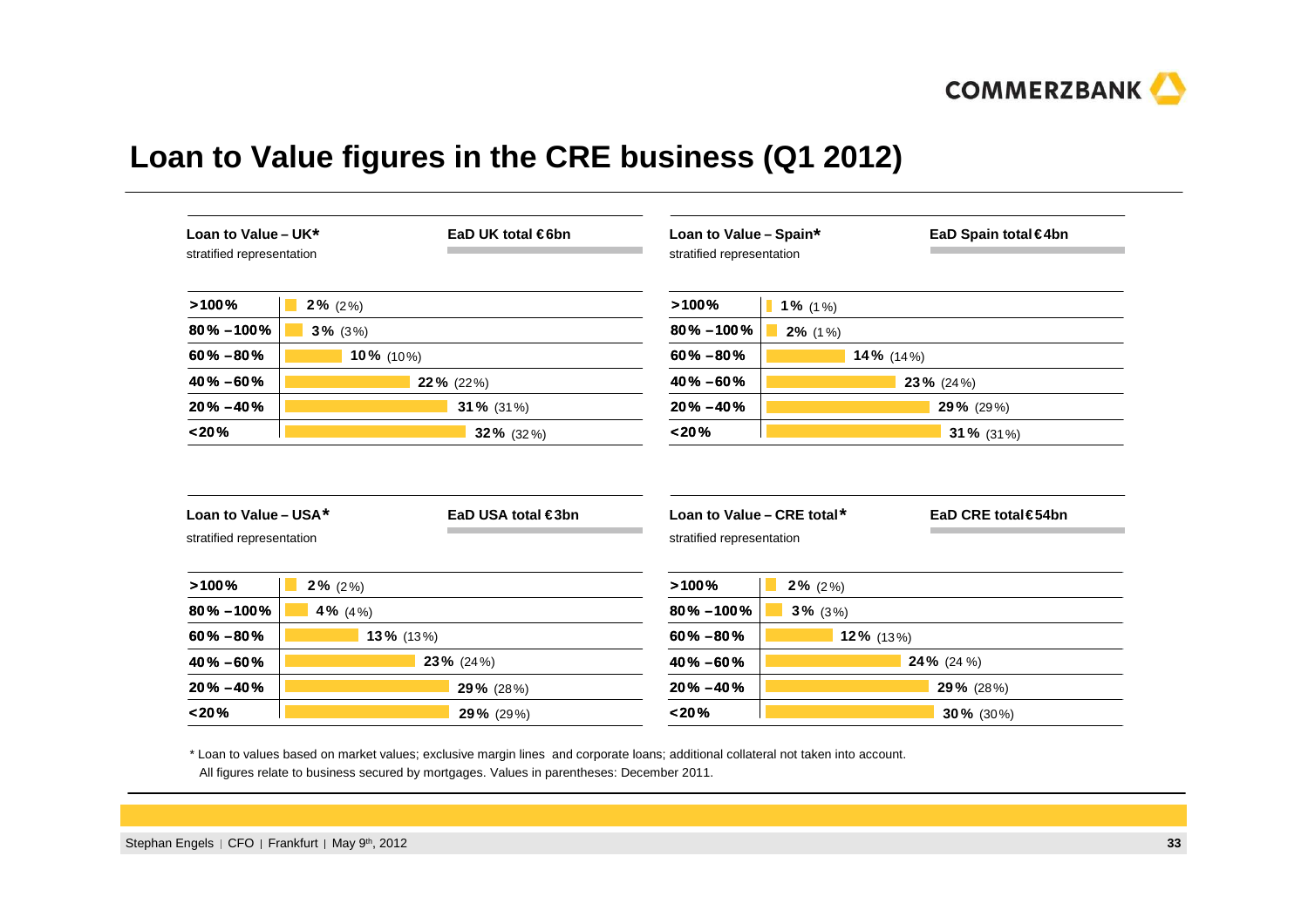# Loan to Value figures in the CRE business (Q1 2012)

**Loan to Value – UK*** — stratified representation — **EaD UK total €6bn**

| LtV | Share |
|---|---|
| >100% | **2%** (2%) |
| 80% – 100% | **3%** (3%) |
| 60% – 80% | **10%** (10%) |
| 40% – 60% | **22%** (22%) |
| 20% – 40% | **31%** (31%) |
| <20% | **32%** (32%) |

**Loan to Value – Spain*** — stratified representation — **EaD Spain total €4bn**

| LtV | Share |
|---|---|
| >100% | **1%** (1%) |
| 80% – 100% | **2%** (1%) |
| 60% – 80% | **14%** (14%) |
| 40% – 60% | **23%** (24%) |
| 20% – 40% | **29%** (29%) |
| <20% | **31%** (31%) |

**Loan to Value – USA*** — stratified representation — **EaD USA total €3bn**

| LtV | Share |
|---|---|
| >100% | **2%** (2%) |
| 80% – 100% | **4%** (4%) |
| 60% – 80% | **13%** (13%) |
| 40% – 60% | **23%** (24%) |
| 20% – 40% | **29%** (28%) |
| <20% | **29%** (29%) |

**Loan to Value – CRE total*** — stratified representation — **EaD CRE total €54bn**

| LtV | Share |
|---|---|
| >100% | **2%** (2%) |
| 80% – 100% | **3%** (3%) |
| 60% – 80% | **12%** (13%) |
| 40% – 60% | **24%** (24 %) |
| 20% – 40% | **29%** (28%) |
| <20% | **30%** (30%) |

* Loan to values based on market values; exclusive margin lines and corporate loans; additional collateral not taken into account.
All figures relate to business secured by mortgages. Values in parentheses: December 2011.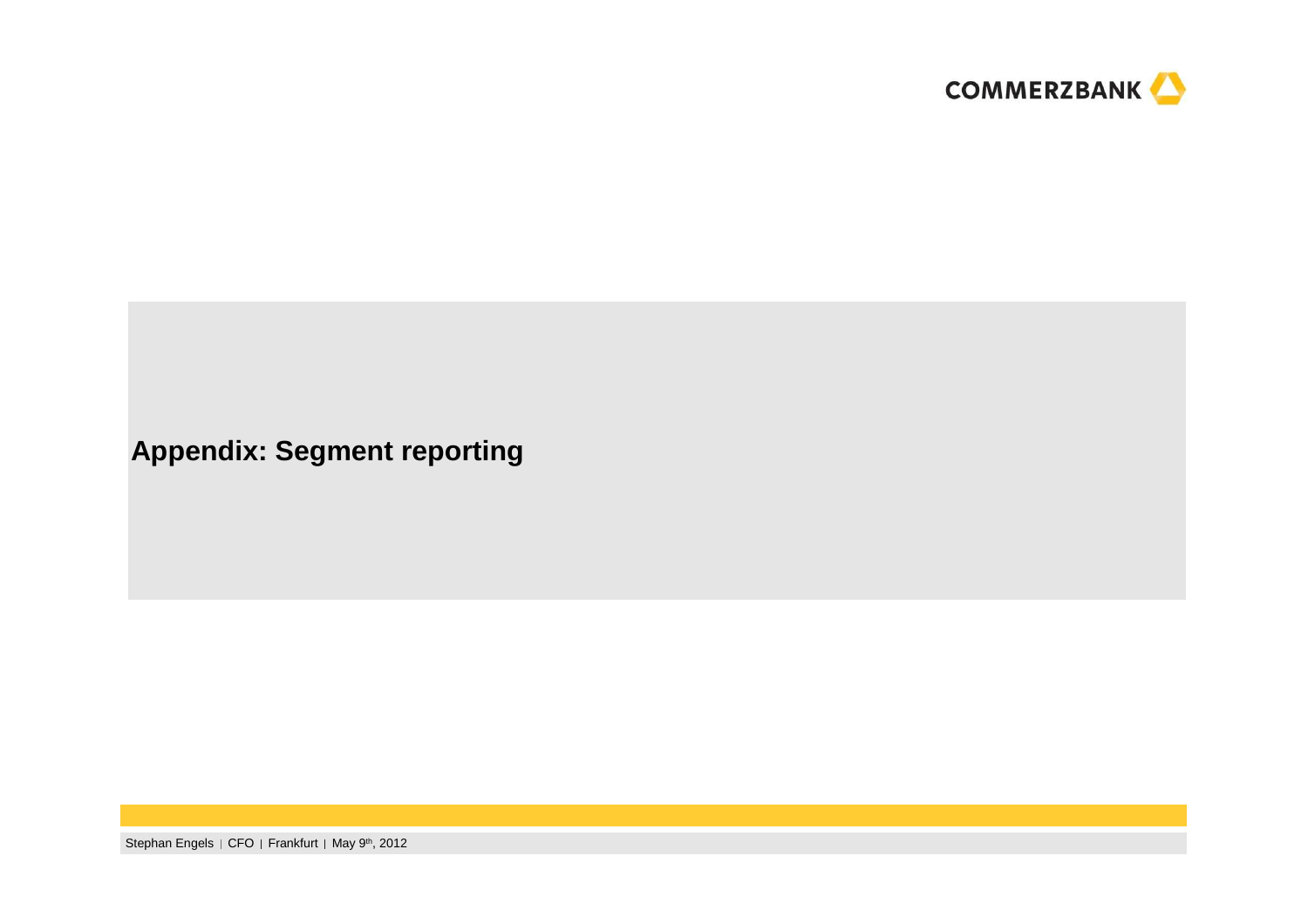# Appendix: Segment reporting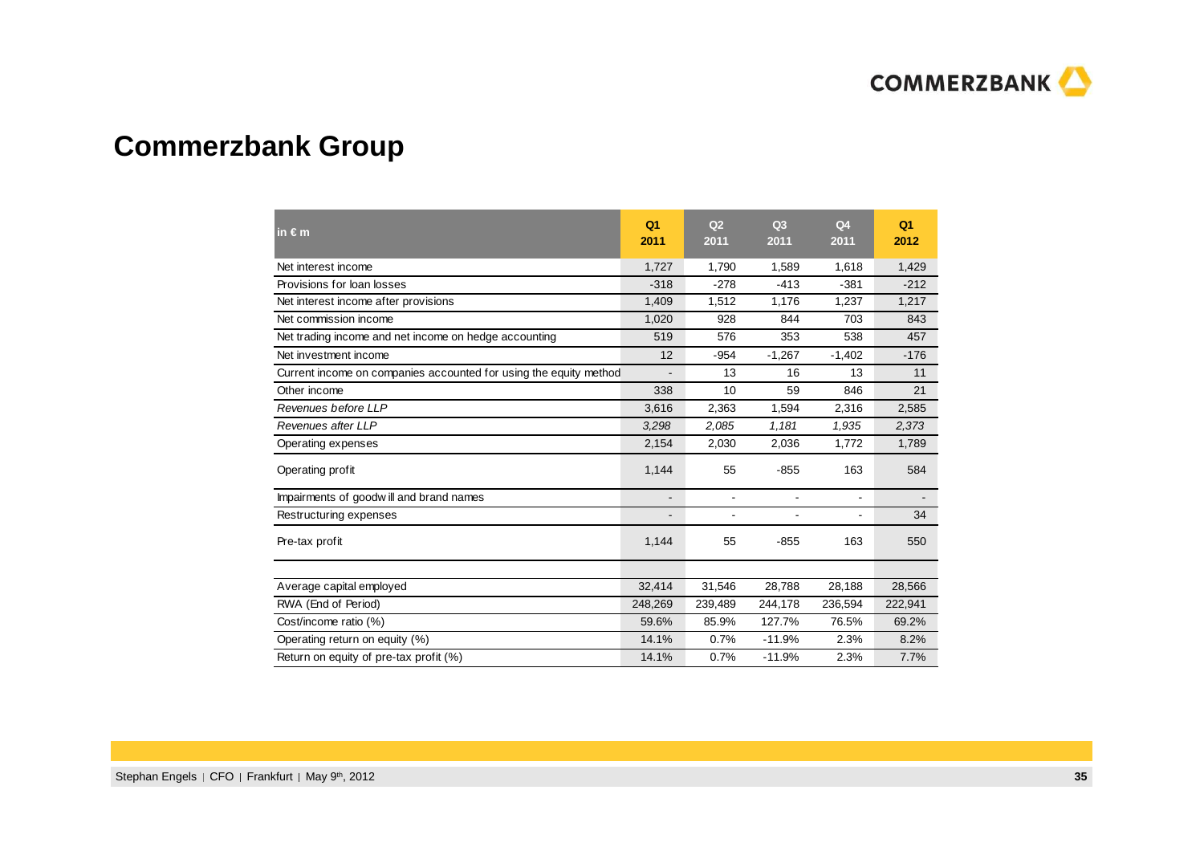# Commerzbank Group

| in € m | Q1 2011 | Q2 2011 | Q3 2011 | Q4 2011 | Q1 2012 |
|---|---|---|---|---|---|
| Net interest income | 1,727 | 1,790 | 1,589 | 1,618 | 1,429 |
| Provisions for loan losses | -318 | -278 | -413 | -381 | -212 |
| Net interest income after provisions | 1,409 | 1,512 | 1,176 | 1,237 | 1,217 |
| Net commission income | 1,020 | 928 | 844 | 703 | 843 |
| Net trading income and net income on hedge accounting | 519 | 576 | 353 | 538 | 457 |
| Net investment income | 12 | -954 | -1,267 | -1,402 | -176 |
| Current income on companies accounted for using the equity method | - | 13 | 16 | 13 | 11 |
| Other income | 338 | 10 | 59 | 846 | 21 |
| *Revenues before LLP* | 3,616 | 2,363 | 1,594 | 2,316 | 2,585 |
| *Revenues after LLP* | *3,298* | *2,085* | *1,181* | *1,935* | *2,373* |
| Operating expenses | 2,154 | 2,030 | 2,036 | 1,772 | 1,789 |
| Operating profit | 1,144 | 55 | -855 | 163 | 584 |
| Impairments of goodwill and brand names | - | - | - | - | - |
| Restructuring expenses | - | - | - | - | 34 |
| Pre-tax profit | 1,144 | 55 | -855 | 163 | 550 |
| | | | | | |
| Average capital employed | 32,414 | 31,546 | 28,788 | 28,188 | 28,566 |
| RWA (End of Period) | 248,269 | 239,489 | 244,178 | 236,594 | 222,941 |
| Cost/income ratio (%) | 59.6% | 85.9% | 127.7% | 76.5% | 69.2% |
| Operating return on equity (%) | 14.1% | 0.7% | -11.9% | 2.3% | 8.2% |
| Return on equity of pre-tax profit (%) | 14.1% | 0.7% | -11.9% | 2.3% | 7.7% |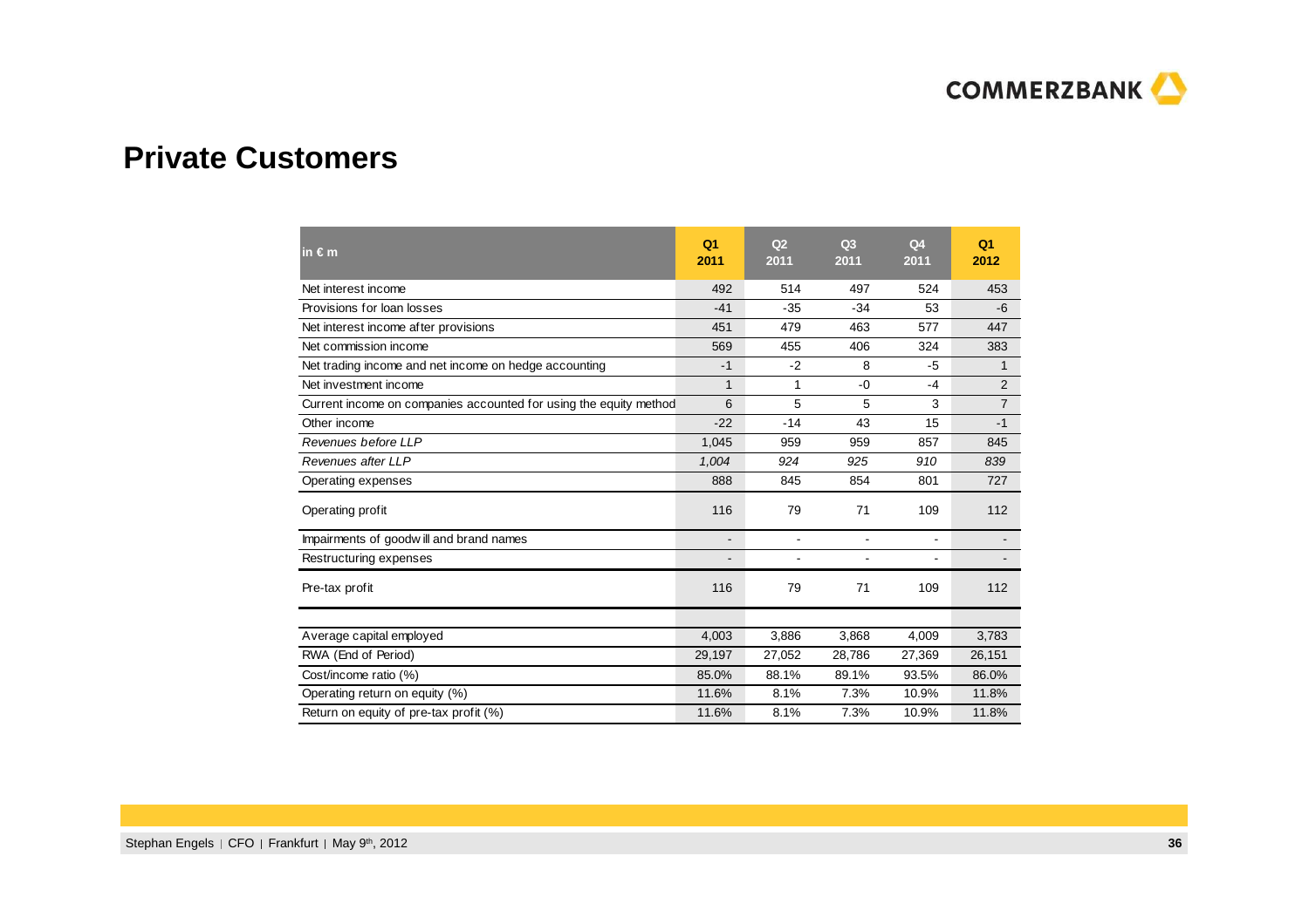# Private Customers

| in € m | Q1 2011 | Q2 2011 | Q3 2011 | Q4 2011 | Q1 2012 |
|---|---|---|---|---|---|
| Net interest income | 492 | 514 | 497 | 524 | 453 |
| Provisions for loan losses | -41 | -35 | -34 | 53 | -6 |
| Net interest income after provisions | 451 | 479 | 463 | 577 | 447 |
| Net commission income | 569 | 455 | 406 | 324 | 383 |
| Net trading income and net income on hedge accounting | -1 | -2 | 8 | -5 | 1 |
| Net investment income | 1 | 1 | -0 | -4 | 2 |
| Current income on companies accounted for using the equity method | 6 | 5 | 5 | 3 | 7 |
| Other income | -22 | -14 | 43 | 15 | -1 |
| *Revenues before LLP* | 1,045 | 959 | 959 | 857 | 845 |
| *Revenues after LLP* | *1,004* | *924* | *925* | *910* | *839* |
| Operating expenses | 888 | 845 | 854 | 801 | 727 |
| Operating profit | 116 | 79 | 71 | 109 | 112 |
| Impairments of goodwill and brand names | - | - | - | - | - |
| Restructuring expenses | - | - | - | - | - |
| Pre-tax profit | 116 | 79 | 71 | 109 | 112 |
| | | | | | |
| Average capital employed | 4,003 | 3,886 | 3,868 | 4,009 | 3,783 |
| RWA (End of Period) | 29,197 | 27,052 | 28,786 | 27,369 | 26,151 |
| Cost/income ratio (%) | 85.0% | 88.1% | 89.1% | 93.5% | 86.0% |
| Operating return on equity (%) | 11.6% | 8.1% | 7.3% | 10.9% | 11.8% |
| Return on equity of pre-tax profit (%) | 11.6% | 8.1% | 7.3% | 10.9% | 11.8% |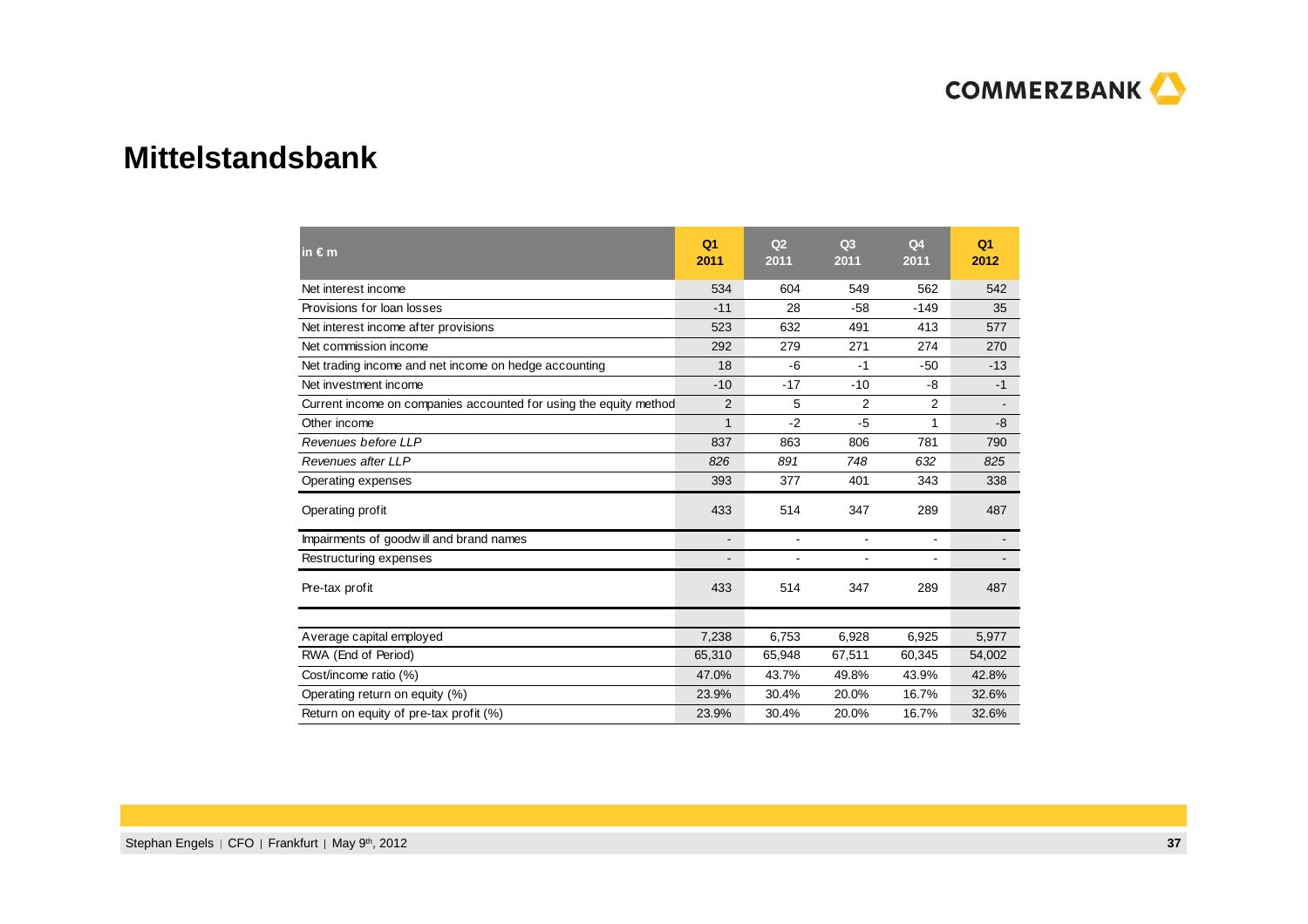# Mittelstandsbank

| in € m | Q1 2011 | Q2 2011 | Q3 2011 | Q4 2011 | Q1 2012 |
|---|---|---|---|---|---|
| Net interest income | 534 | 604 | 549 | 562 | 542 |
| Provisions for loan losses | -11 | 28 | -58 | -149 | 35 |
| Net interest income after provisions | 523 | 632 | 491 | 413 | 577 |
| Net commission income | 292 | 279 | 271 | 274 | 270 |
| Net trading income and net income on hedge accounting | 18 | -6 | -1 | -50 | -13 |
| Net investment income | -10 | -17 | -10 | -8 | -1 |
| Current income on companies accounted for using the equity method | 2 | 5 | 2 | 2 | - |
| Other income | 1 | -2 | -5 | 1 | -8 |
| *Revenues before LLP* | 837 | 863 | 806 | 781 | 790 |
| *Revenues after LLP* | *826* | *891* | *748* | *632* | *825* |
| Operating expenses | 393 | 377 | 401 | 343 | 338 |
| Operating profit | 433 | 514 | 347 | 289 | 487 |
| Impairments of goodwill and brand names | - | - | - | - | - |
| Restructuring expenses | - | - | - | - | - |
| Pre-tax profit | 433 | 514 | 347 | 289 | 487 |
| | | | | | |
| Average capital employed | 7,238 | 6,753 | 6,928 | 6,925 | 5,977 |
| RWA (End of Period) | 65,310 | 65,948 | 67,511 | 60,345 | 54,002 |
| Cost/income ratio (%) | 47.0% | 43.7% | 49.8% | 43.9% | 42.8% |
| Operating return on equity (%) | 23.9% | 30.4% | 20.0% | 16.7% | 32.6% |
| Return on equity of pre-tax profit (%) | 23.9% | 30.4% | 20.0% | 16.7% | 32.6% |

Stephan Engels | CFO | Frankfurt | May 9th, 2012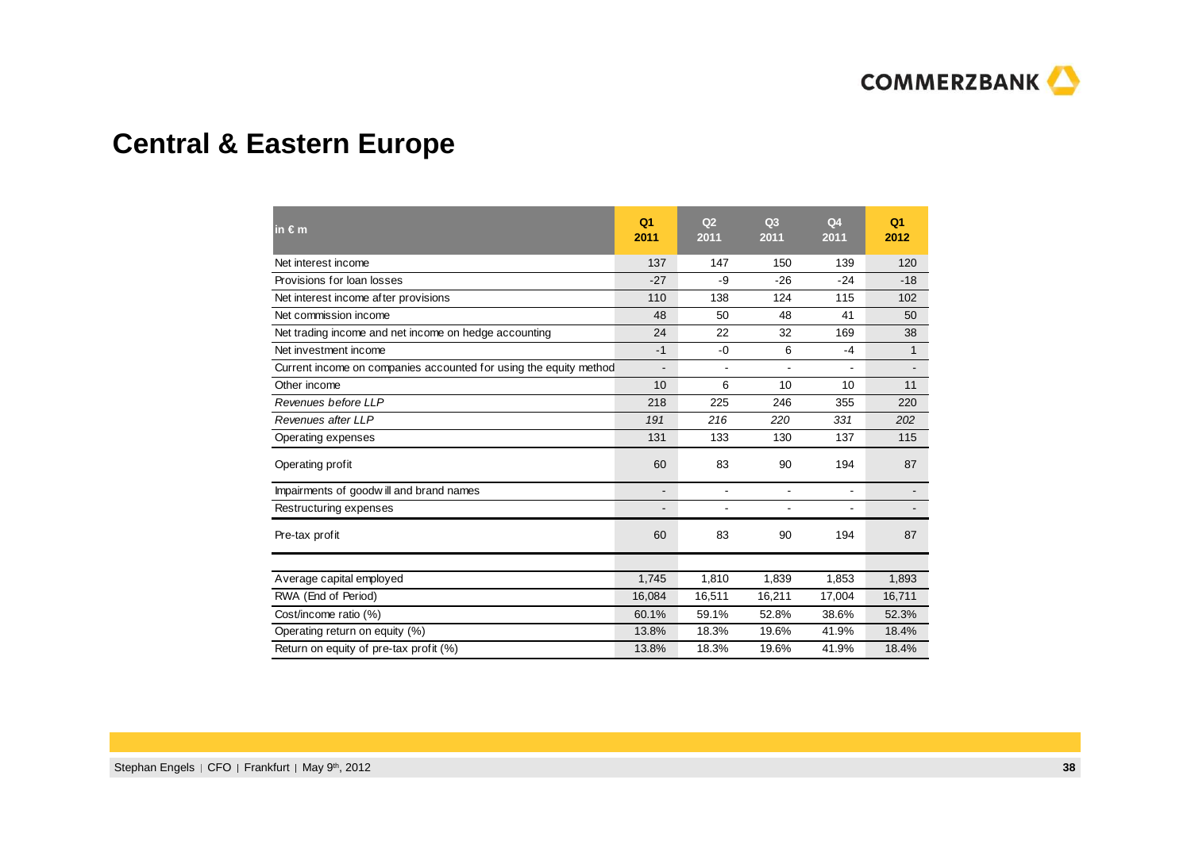# Central & Eastern Europe

| in € m | Q1 2011 | Q2 2011 | Q3 2011 | Q4 2011 | Q1 2012 |
|---|---|---|---|---|---|
| Net interest income | 137 | 147 | 150 | 139 | 120 |
| Provisions for loan losses | -27 | -9 | -26 | -24 | -18 |
| Net interest income after provisions | 110 | 138 | 124 | 115 | 102 |
| Net commission income | 48 | 50 | 48 | 41 | 50 |
| Net trading income and net income on hedge accounting | 24 | 22 | 32 | 169 | 38 |
| Net investment income | -1 | -0 | 6 | -4 | 1 |
| Current income on companies accounted for using the equity method | - | - | - | - | - |
| Other income | 10 | 6 | 10 | 10 | 11 |
| *Revenues before LLP* | 218 | 225 | 246 | 355 | 220 |
| *Revenues after LLP* | *191* | *216* | *220* | *331* | *202* |
| Operating expenses | 131 | 133 | 130 | 137 | 115 |
| Operating profit | 60 | 83 | 90 | 194 | 87 |
| Impairments of goodwill and brand names | - | - | - | - | - |
| Restructuring expenses | - | - | - | - | - |
| Pre-tax profit | 60 | 83 | 90 | 194 | 87 |
| | | | | | |
| Average capital employed | 1,745 | 1,810 | 1,839 | 1,853 | 1,893 |
| RWA (End of Period) | 16,084 | 16,511 | 16,211 | 17,004 | 16,711 |
| Cost/income ratio (%) | 60.1% | 59.1% | 52.8% | 38.6% | 52.3% |
| Operating return on equity (%) | 13.8% | 18.3% | 19.6% | 41.9% | 18.4% |
| Return on equity of pre-tax profit (%) | 13.8% | 18.3% | 19.6% | 41.9% | 18.4% |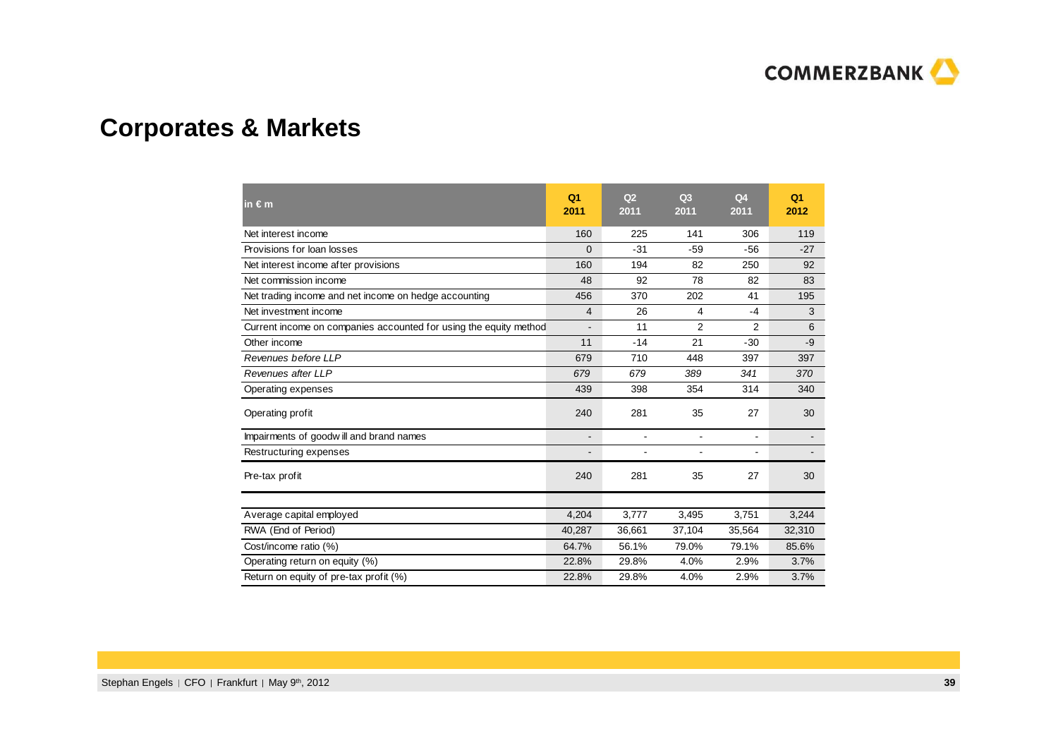# Corporates & Markets

| in € m | Q1 2011 | Q2 2011 | Q3 2011 | Q4 2011 | Q1 2012 |
|---|---|---|---|---|---|
| Net interest income | 160 | 225 | 141 | 306 | 119 |
| Provisions for loan losses | 0 | -31 | -59 | -56 | -27 |
| Net interest income after provisions | 160 | 194 | 82 | 250 | 92 |
| Net commission income | 48 | 92 | 78 | 82 | 83 |
| Net trading income and net income on hedge accounting | 456 | 370 | 202 | 41 | 195 |
| Net investment income | 4 | 26 | 4 | -4 | 3 |
| Current income on companies accounted for using the equity method | - | 11 | 2 | 2 | 6 |
| Other income | 11 | -14 | 21 | -30 | -9 |
| *Revenues before LLP* | 679 | 710 | 448 | 397 | 397 |
| *Revenues after LLP* | *679* | *679* | *389* | *341* | *370* |
| Operating expenses | 439 | 398 | 354 | 314 | 340 |
| Operating profit | 240 | 281 | 35 | 27 | 30 |
| Impairments of goodwill and brand names | - | - | - | - | - |
| Restructuring expenses | - | - | - | - | - |
| Pre-tax profit | 240 | 281 | 35 | 27 | 30 |
| | | | | | |
| Average capital employed | 4,204 | 3,777 | 3,495 | 3,751 | 3,244 |
| RWA (End of Period) | 40,287 | 36,661 | 37,104 | 35,564 | 32,310 |
| Cost/income ratio (%) | 64.7% | 56.1% | 79.0% | 79.1% | 85.6% |
| Operating return on equity (%) | 22.8% | 29.8% | 4.0% | 2.9% | 3.7% |
| Return on equity of pre-tax profit (%) | 22.8% | 29.8% | 4.0% | 2.9% | 3.7% |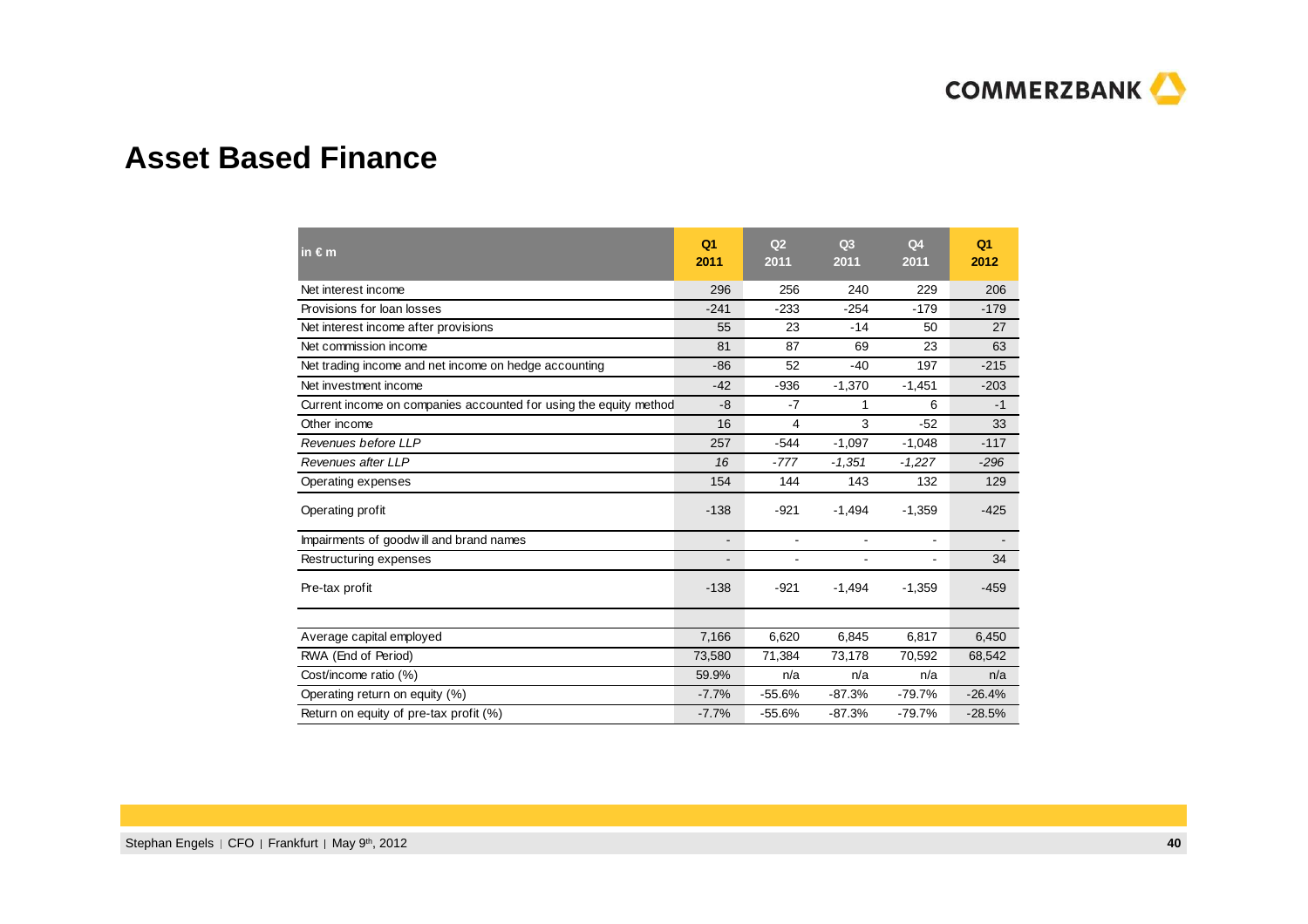# Asset Based Finance

| in € m | Q1 2011 | Q2 2011 | Q3 2011 | Q4 2011 | Q1 2012 |
|---|---|---|---|---|---|
| Net interest income | 296 | 256 | 240 | 229 | 206 |
| Provisions for loan losses | -241 | -233 | -254 | -179 | -179 |
| Net interest income after provisions | 55 | 23 | -14 | 50 | 27 |
| Net commission income | 81 | 87 | 69 | 23 | 63 |
| Net trading income and net income on hedge accounting | -86 | 52 | -40 | 197 | -215 |
| Net investment income | -42 | -936 | -1,370 | -1,451 | -203 |
| Current income on companies accounted for using the equity method | -8 | -7 | 1 | 6 | -1 |
| Other income | 16 | 4 | 3 | -52 | 33 |
| *Revenues before LLP* | *257* | *-544* | *-1,097* | *-1,048* | *-117* |
| *Revenues after LLP* | *16* | *-777* | *-1,351* | *-1,227* | *-296* |
| Operating expenses | 154 | 144 | 143 | 132 | 129 |
| Operating profit | -138 | -921 | -1,494 | -1,359 | -425 |
| Impairments of goodwill and brand names | - | - | - | - | - |
| Restructuring expenses | - | - | - | - | 34 |
| Pre-tax profit | -138 | -921 | -1,494 | -1,359 | -459 |
| | | | | | |
| Average capital employed | 7,166 | 6,620 | 6,845 | 6,817 | 6,450 |
| RWA (End of Period) | 73,580 | 71,384 | 73,178 | 70,592 | 68,542 |
| Cost/income ratio (%) | 59.9% | n/a | n/a | n/a | n/a |
| Operating return on equity (%) | -7.7% | -55.6% | -87.3% | -79.7% | -26.4% |
| Return on equity of pre-tax profit (%) | -7.7% | -55.6% | -87.3% | -79.7% | -28.5% |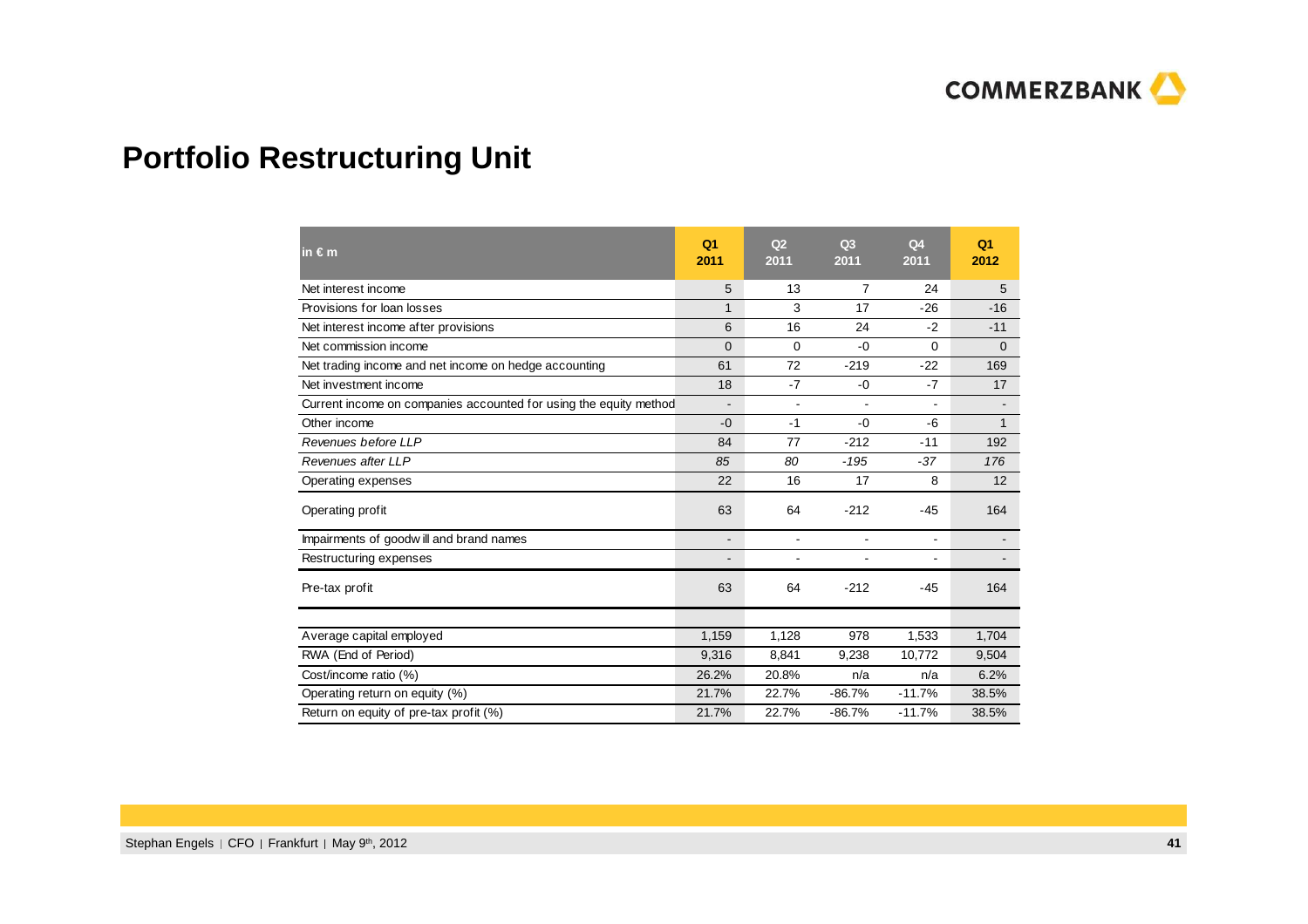# Portfolio Restructuring Unit

| in € m | Q1 2011 | Q2 2011 | Q3 2011 | Q4 2011 | Q1 2012 |
|---|---|---|---|---|---|
| Net interest income | 5 | 13 | 7 | 24 | 5 |
| Provisions for loan losses | 1 | 3 | 17 | -26 | -16 |
| Net interest income after provisions | 6 | 16 | 24 | -2 | -11 |
| Net commission income | 0 | 0 | -0 | 0 | 0 |
| Net trading income and net income on hedge accounting | 61 | 72 | -219 | -22 | 169 |
| Net investment income | 18 | -7 | -0 | -7 | 17 |
| Current income on companies accounted for using the equity method | - | - | - | - | - |
| Other income | -0 | -1 | -0 | -6 | 1 |
| *Revenues before LLP* | 84 | 77 | -212 | -11 | 192 |
| *Revenues after LLP* | *85* | *80* | *-195* | *-37* | *176* |
| Operating expenses | 22 | 16 | 17 | 8 | 12 |
| Operating profit | 63 | 64 | -212 | -45 | 164 |
| Impairments of goodwill and brand names | - | - | - | - | - |
| Restructuring expenses | - | - | - | - | - |
| Pre-tax profit | 63 | 64 | -212 | -45 | 164 |
| | | | | | |
| Average capital employed | 1,159 | 1,128 | 978 | 1,533 | 1,704 |
| RWA (End of Period) | 9,316 | 8,841 | 9,238 | 10,772 | 9,504 |
| Cost/income ratio (%) | 26.2% | 20.8% | n/a | n/a | 6.2% |
| Operating return on equity (%) | 21.7% | 22.7% | -86.7% | -11.7% | 38.5% |
| Return on equity of pre-tax profit (%) | 21.7% | 22.7% | -86.7% | -11.7% | 38.5% |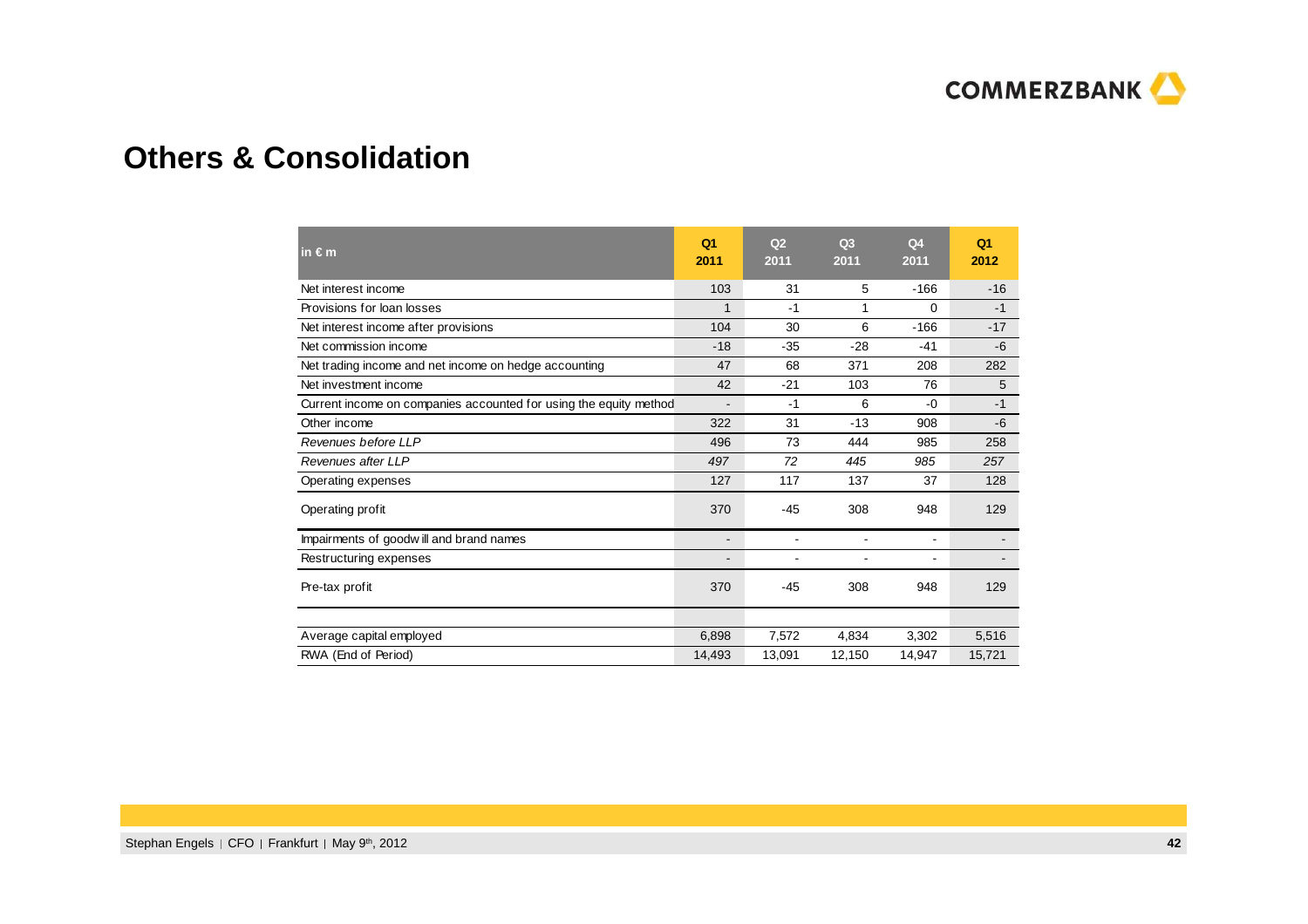# Others & Consolidation

| in € m | Q1 2011 | Q2 2011 | Q3 2011 | Q4 2011 | Q1 2012 |
|---|---|---|---|---|---|
| Net interest income | 103 | 31 | 5 | -166 | -16 |
| Provisions for loan losses | 1 | -1 | 1 | 0 | -1 |
| Net interest income after provisions | 104 | 30 | 6 | -166 | -17 |
| Net commission income | -18 | -35 | -28 | -41 | -6 |
| Net trading income and net income on hedge accounting | 47 | 68 | 371 | 208 | 282 |
| Net investment income | 42 | -21 | 103 | 76 | 5 |
| Current income on companies accounted for using the equity method | - | -1 | 6 | -0 | -1 |
| Other income | 322 | 31 | -13 | 908 | -6 |
| *Revenues before LLP* | 496 | 73 | 444 | 985 | 258 |
| *Revenues after LLP* | *497* | *72* | *445* | *985* | *257* |
| Operating expenses | 127 | 117 | 137 | 37 | 128 |
| Operating profit | 370 | -45 | 308 | 948 | 129 |
| Impairments of goodwill and brand names | - | - | - | - | - |
| Restructuring expenses | - | - | - | - | - |
| Pre-tax profit | 370 | -45 | 308 | 948 | 129 |
| | | | | | |
| Average capital employed | 6,898 | 7,572 | 4,834 | 3,302 | 5,516 |
| RWA (End of Period) | 14,493 | 13,091 | 12,150 | 14,947 | 15,721 |

Stephan Engels | CFO | Frankfurt | May 9th, 2012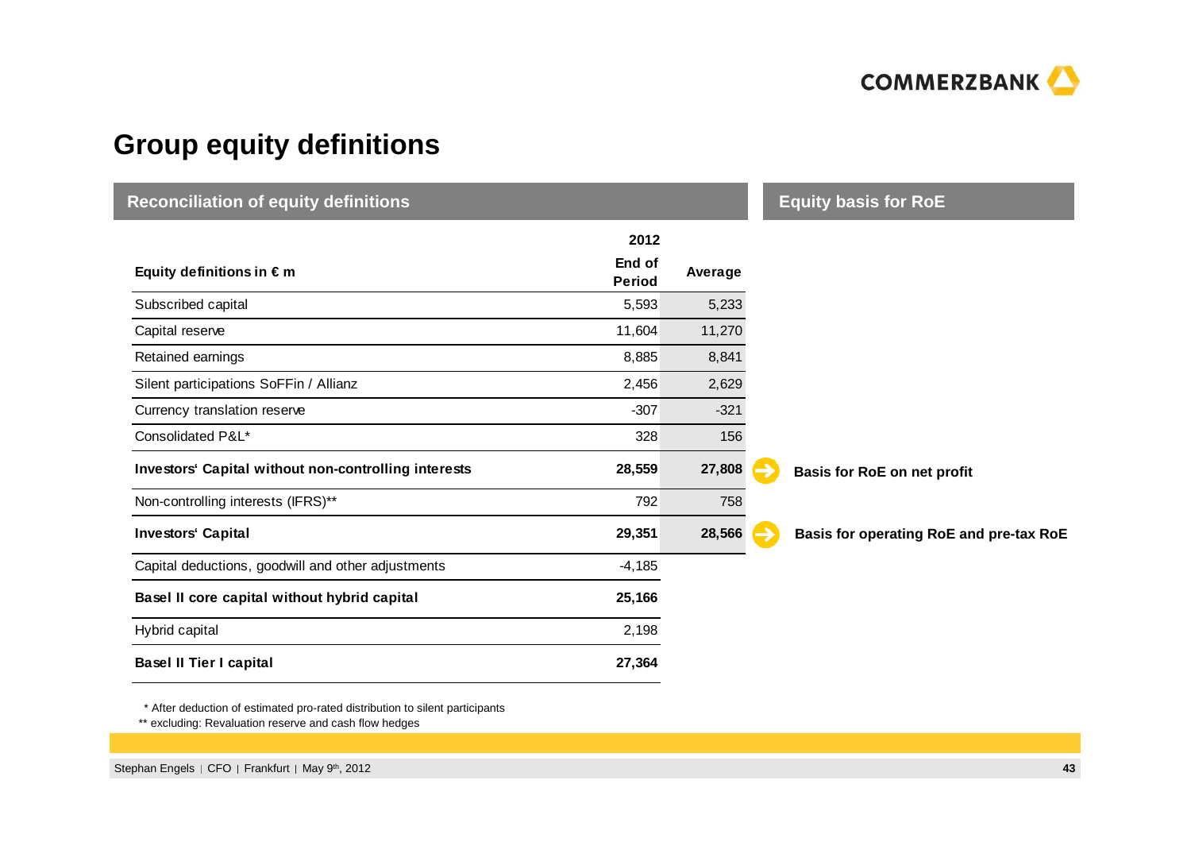# Group equity definitions

## Reconciliation of equity definitions

| Equity definitions in € m | 2012 End of Period | Average | Equity basis for RoE |
|---|---|---|---|
| Subscribed capital | 5,593 | 5,233 | |
| Capital reserve | 11,604 | 11,270 | |
| Retained earnings | 8,885 | 8,841 | |
| Silent participations SoFFin / Allianz | 2,456 | 2,629 | |
| Currency translation reserve | -307 | -321 | |
| Consolidated P&L* | 328 | 156 | |
| **Investors' Capital without non-controlling interests** | **28,559** | **27,808** | **Basis for RoE on net profit** |
| Non-controlling interests (IFRS)** | 792 | 758 | |
| **Investors' Capital** | **29,351** | **28,566** | **Basis for operating RoE and pre-tax RoE** |
| Capital deductions, goodwill and other adjustments | -4,185 | | |
| **Basel II core capital without hybrid capital** | **25,166** | | |
| Hybrid capital | 2,198 | | |
| **Basel II Tier I capital** | **27,364** | | |

\* After deduction of estimated pro-rated distribution to silent participants

** excluding: Revaluation reserve and cash flow hedges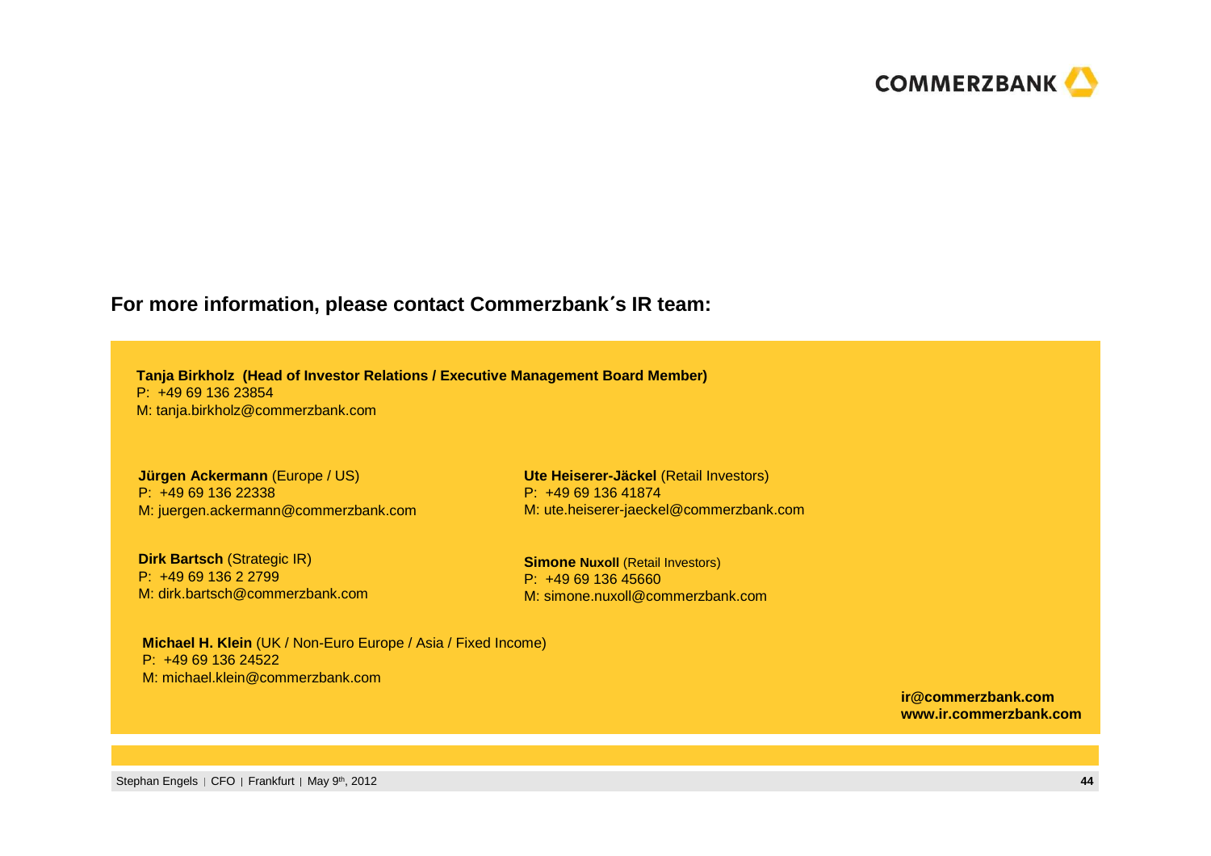## For more information, please contact Commerzbank´s IR team:

**Tanja Birkholz (Head of Investor Relations / Executive Management Board Member)**
P: +49 69 136 23854
M: tanja.birkholz@commerzbank.com

**Jürgen Ackermann** (Europe / US)
P: +49 69 136 22338
M: juergen.ackermann@commerzbank.com

**Dirk Bartsch** (Strategic IR)
P: +49 69 136 2 2799
M: dirk.bartsch@commerzbank.com

**Michael H. Klein** (UK / Non-Euro Europe / Asia / Fixed Income)
P: +49 69 136 24522
M: michael.klein@commerzbank.com

**Ute Heiserer-Jäckel** (Retail Investors)
P: +49 69 136 41874
M: ute.heiserer-jaeckel@commerzbank.com

**Simone Nuxoll** (Retail Investors)
P: +49 69 136 45660
M: simone.nuxoll@commerzbank.com

**ir@commerzbank.com**
**www.ir.commerzbank.com**

Stephan Engels | CFO | Frankfurt | May 9th, 2012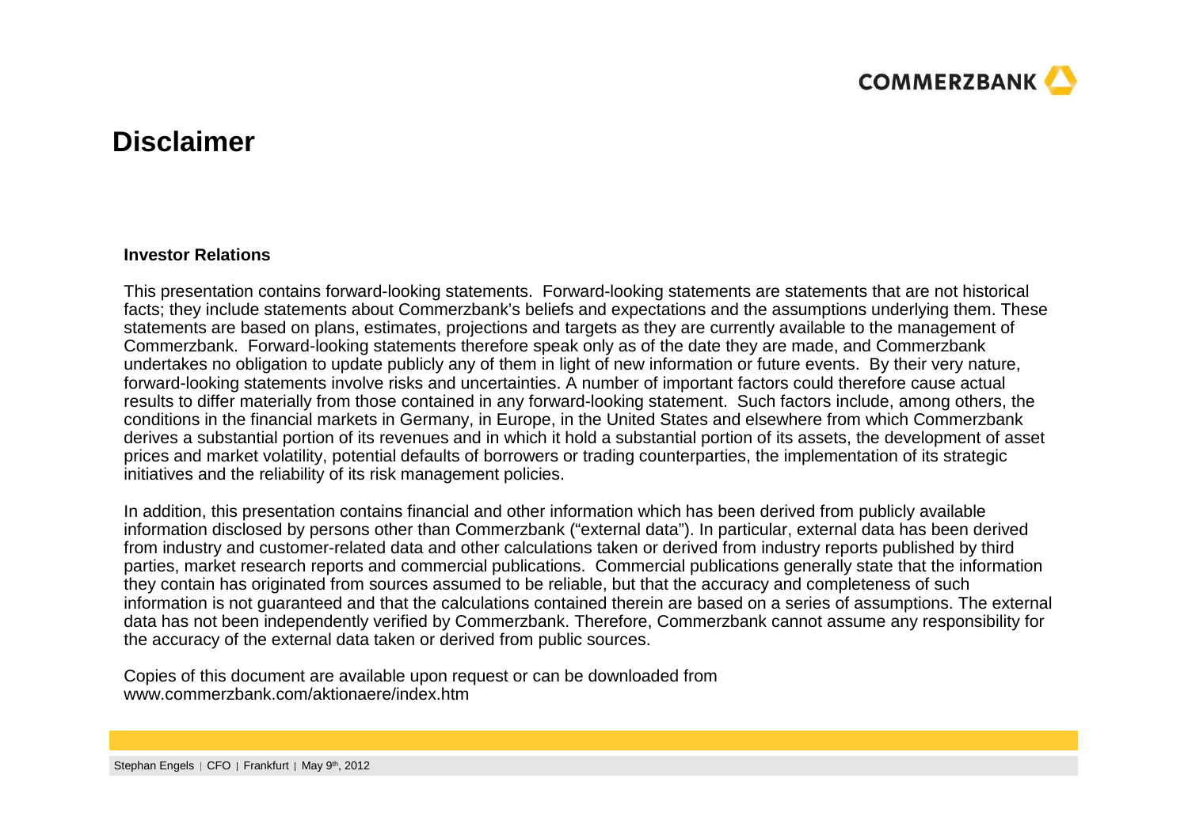# Disclaimer

**Investor Relations**

This presentation contains forward-looking statements. Forward-looking statements are statements that are not historical facts; they include statements about Commerzbank's beliefs and expectations and the assumptions underlying them. These statements are based on plans, estimates, projections and targets as they are currently available to the management of Commerzbank. Forward-looking statements therefore speak only as of the date they are made, and Commerzbank undertakes no obligation to update publicly any of them in light of new information or future events. By their very nature, forward-looking statements involve risks and uncertainties. A number of important factors could therefore cause actual results to differ materially from those contained in any forward-looking statement. Such factors include, among others, the conditions in the financial markets in Germany, in Europe, in the United States and elsewhere from which Commerzbank derives a substantial portion of its revenues and in which it hold a substantial portion of its assets, the development of asset prices and market volatility, potential defaults of borrowers or trading counterparties, the implementation of its strategic initiatives and the reliability of its risk management policies.

In addition, this presentation contains financial and other information which has been derived from publicly available information disclosed by persons other than Commerzbank ("external data"). In particular, external data has been derived from industry and customer-related data and other calculations taken or derived from industry reports published by third parties, market research reports and commercial publications. Commercial publications generally state that the information they contain has originated from sources assumed to be reliable, but that the accuracy and completeness of such information is not guaranteed and that the calculations contained therein are based on a series of assumptions. The external data has not been independently verified by Commerzbank. Therefore, Commerzbank cannot assume any responsibility for the accuracy of the external data taken or derived from public sources.

Copies of this document are available upon request or can be downloaded from www.commerzbank.com/aktionaere/index.htm